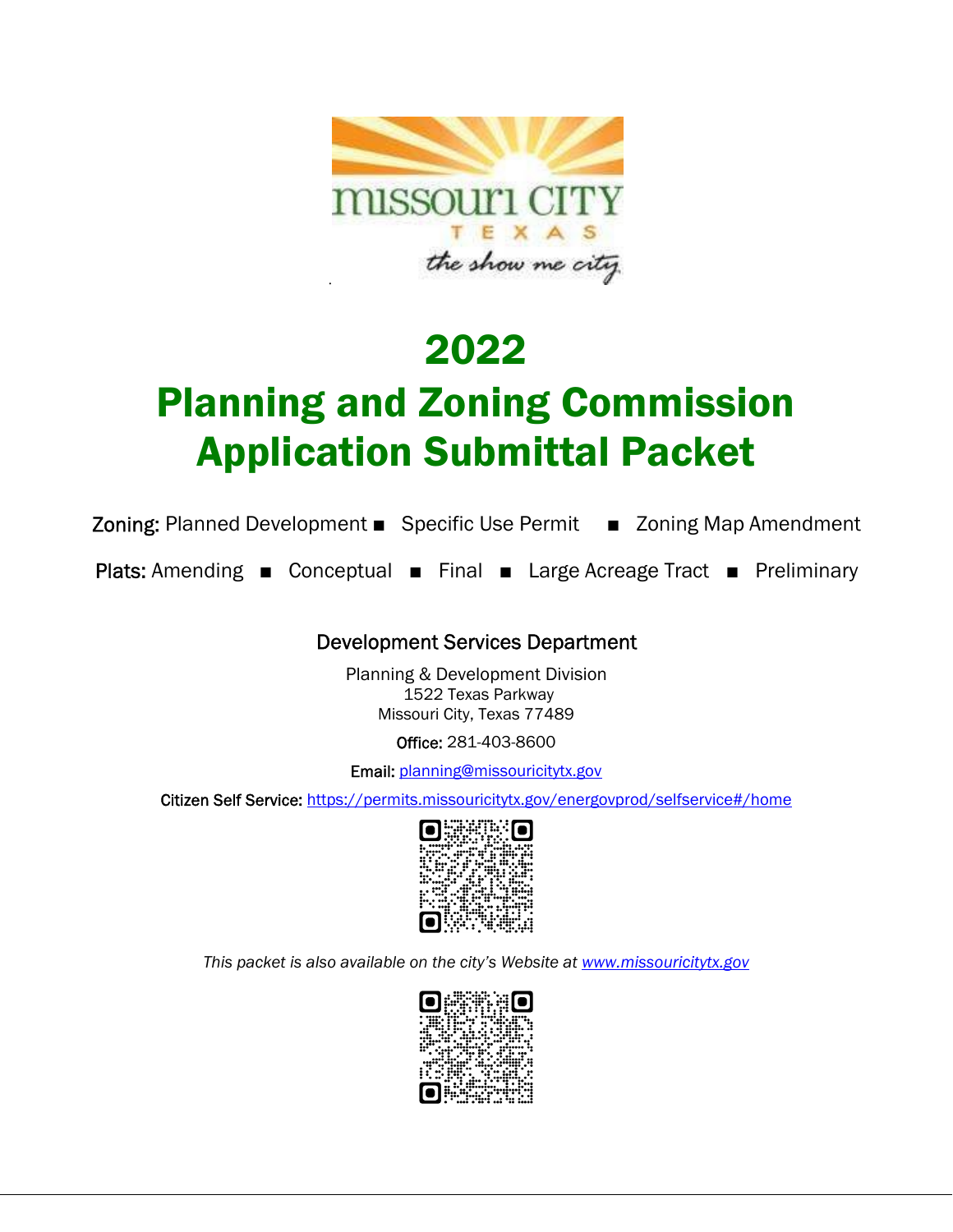# 2022

# Planning and Zoning Commission Application Submittal Packet

**Zoning:** Planned Development ■ Specific Use Permit ■ Zoning Map Amendment

**Plats:** Amending ■ Conceptual ■ Final ■ Large Acreage Tract ■ Preliminary

## Development Services Department

Planning & Development Division
1522 Texas Parkway
Missouri City, Texas 77489

**Office:** 281-403-8600

**Email:** planning@missouricitytx.gov

**Citizen Self Service:** https://permits.missouricitytx.gov/energovprod/selfservice#/home

*This packet is also available on the city's Website at www.missouricitytx.gov*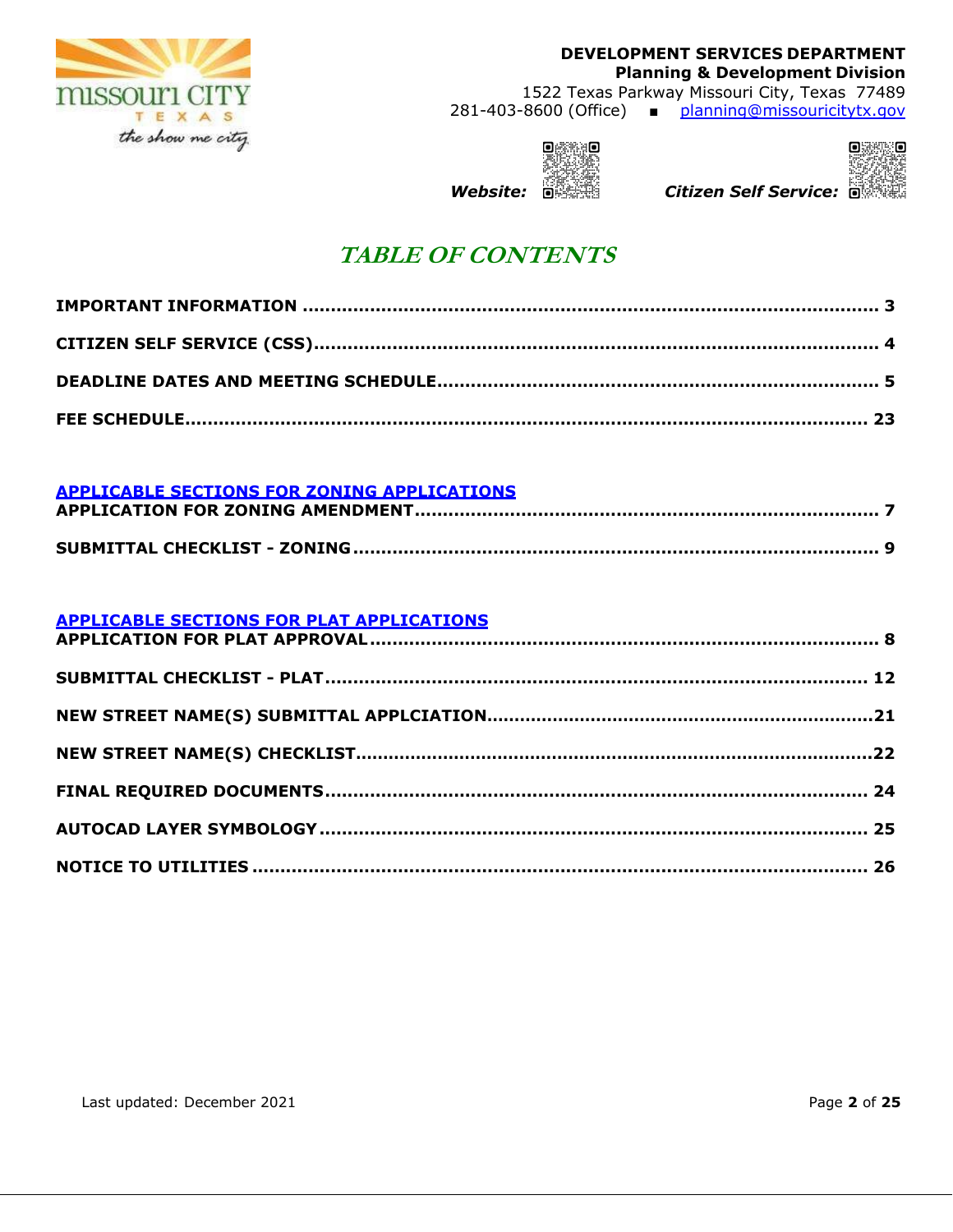**DEVELOPMENT SERVICES DEPARTMENT**
**Planning & Development Division**
1522 Texas Parkway Missouri City, Texas 77489
281-403-8600 (Office) ■ planning@missouricitytx.gov

***Website:*** ***Citizen Self Service:***

# *TABLE OF CONTENTS*

**IMPORTANT INFORMATION ........................................................ 3**

**CITIZEN SELF SERVICE (CSS)...................................................... 4**

**DEADLINE DATES AND MEETING SCHEDULE............................................ 5**

**FEE SCHEDULE......................................................................... 23**

**APPLICABLE SECTIONS FOR ZONING APPLICATIONS**

**APPLICATION FOR ZONING AMENDMENT.............................................. 7**

**SUBMITTAL CHECKLIST - ZONING.................................................... 9**

**APPLICABLE SECTIONS FOR PLAT APPLICATIONS**

**APPLICATION FOR PLAT APPROVAL................................................... 8**

**SUBMITTAL CHECKLIST - PLAT...................................................... 12**

**NEW STREET NAME(S) SUBMITTAL APPLCIATION.......................................21**

**NEW STREET NAME(S) CHECKLIST..................................................22**

**FINAL REQUIRED DOCUMENTS...................................................... 24**

**AUTOCAD LAYER SYMBOLOGY....................................................... 25**

**NOTICE TO UTILITIES ............................................................... 26**

Last updated: December 2021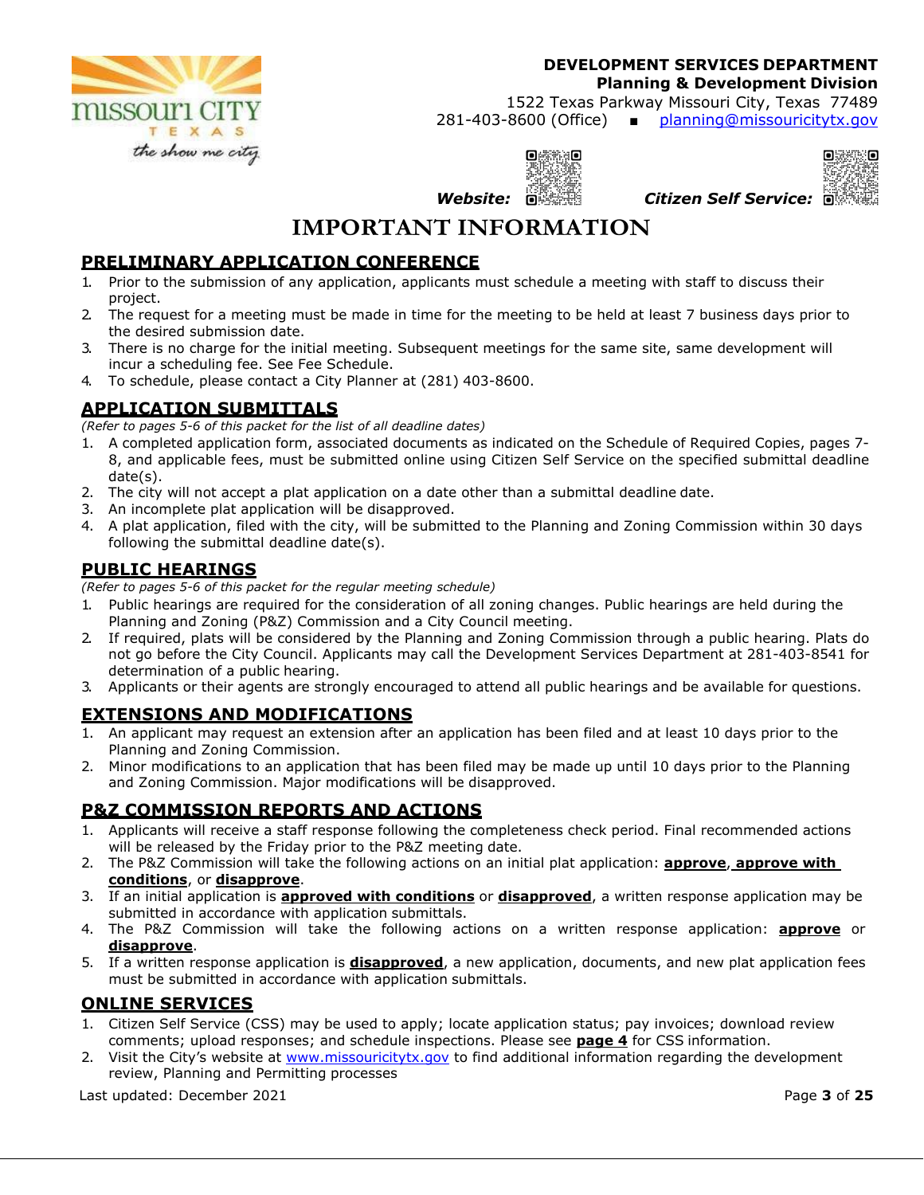**DEVELOPMENT SERVICES DEPARTMENT**
**Planning & Development Division**
1522 Texas Parkway Missouri City, Texas 77489
281-403-8600 (Office) ▪ planning@missouricitytx.gov

***Website:*** ***Citizen Self Service:***

# IMPORTANT INFORMATION

## PRELIMINARY APPLICATION CONFERENCE

1. Prior to the submission of any application, applicants must schedule a meeting with staff to discuss their project.
2. The request for a meeting must be made in time for the meeting to be held at least 7 business days prior to the desired submission date.
3. There is no charge for the initial meeting. Subsequent meetings for the same site, same development will incur a scheduling fee. See Fee Schedule.
4. To schedule, please contact a City Planner at (281) 403-8600.

## APPLICATION SUBMITTALS

*(Refer to pages 5-6 of this packet for the list of all deadline dates)*

1. A completed application form, associated documents as indicated on the Schedule of Required Copies, pages 7-8, and applicable fees, must be submitted online using Citizen Self Service on the specified submittal deadline date(s).
2. The city will not accept a plat application on a date other than a submittal deadline date.
3. An incomplete plat application will be disapproved.
4. A plat application, filed with the city, will be submitted to the Planning and Zoning Commission within 30 days following the submittal deadline date(s).

## PUBLIC HEARINGS

*(Refer to pages 5-6 of this packet for the regular meeting schedule)*

1. Public hearings are required for the consideration of all zoning changes. Public hearings are held during the Planning and Zoning (P&Z) Commission and a City Council meeting.
2. If required, plats will be considered by the Planning and Zoning Commission through a public hearing. Plats do not go before the City Council. Applicants may call the Development Services Department at 281-403-8541 for determination of a public hearing.
3. Applicants or their agents are strongly encouraged to attend all public hearings and be available for questions.

## EXTENSIONS AND MODIFICATIONS

1. An applicant may request an extension after an application has been filed and at least 10 days prior to the Planning and Zoning Commission.
2. Minor modifications to an application that has been filed may be made up until 10 days prior to the Planning and Zoning Commission. Major modifications will be disapproved.

## P&Z COMMISSION REPORTS AND ACTIONS

1. Applicants will receive a staff response following the completeness check period. Final recommended actions will be released by the Friday prior to the P&Z meeting date.
2. The P&Z Commission will take the following actions on an initial plat application: **approve**, **approve with conditions**, or **disapprove**.
3. If an initial application is **approved with conditions** or **disapproved**, a written response application may be submitted in accordance with application submittals.
4. The P&Z Commission will take the following actions on a written response application: **approve** or **disapprove**.
5. If a written response application is **disapproved**, a new application, documents, and new plat application fees must be submitted in accordance with application submittals.

## ONLINE SERVICES

1. Citizen Self Service (CSS) may be used to apply; locate application status; pay invoices; download review comments; upload responses; and schedule inspections. Please see **page 4** for CSS information.
2. Visit the City's website at www.missouricitytx.gov to find additional information regarding the development review, Planning and Permitting processes

Last updated: December 2021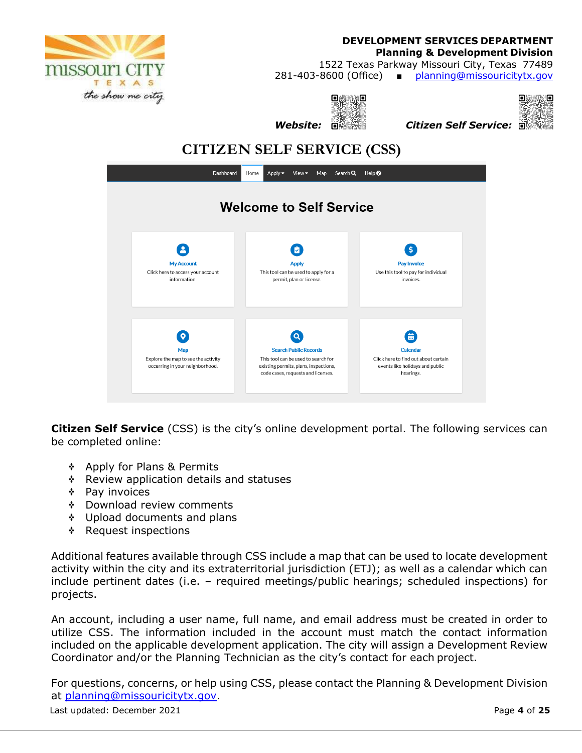**DEVELOPMENT SERVICES DEPARTMENT**
**Planning & Development Division**
1522 Texas Parkway Missouri City, Texas 77489
281-403-8600 (Office) ■ planning@missouricitytx.gov

***Website:*** ***Citizen Self Service:***

# CITIZEN SELF SERVICE (CSS)

**Citizen Self Service** (CSS) is the city's online development portal. The following services can be completed online:

- Apply for Plans & Permits
- Review application details and statuses
- Pay invoices
- Download review comments
- Upload documents and plans
- Request inspections

Additional features available through CSS include a map that can be used to locate development activity within the city and its extraterritorial jurisdiction (ETJ); as well as a calendar which can include pertinent dates (i.e. – required meetings/public hearings; scheduled inspections) for projects.

An account, including a user name, full name, and email address must be created in order to utilize CSS. The information included in the account must match the contact information included on the applicable development application. The city will assign a Development Review Coordinator and/or the Planning Technician as the city's contact for each project.

For questions, concerns, or help using CSS, please contact the Planning & Development Division at planning@missouricitytx.gov.

Last updated: December 2021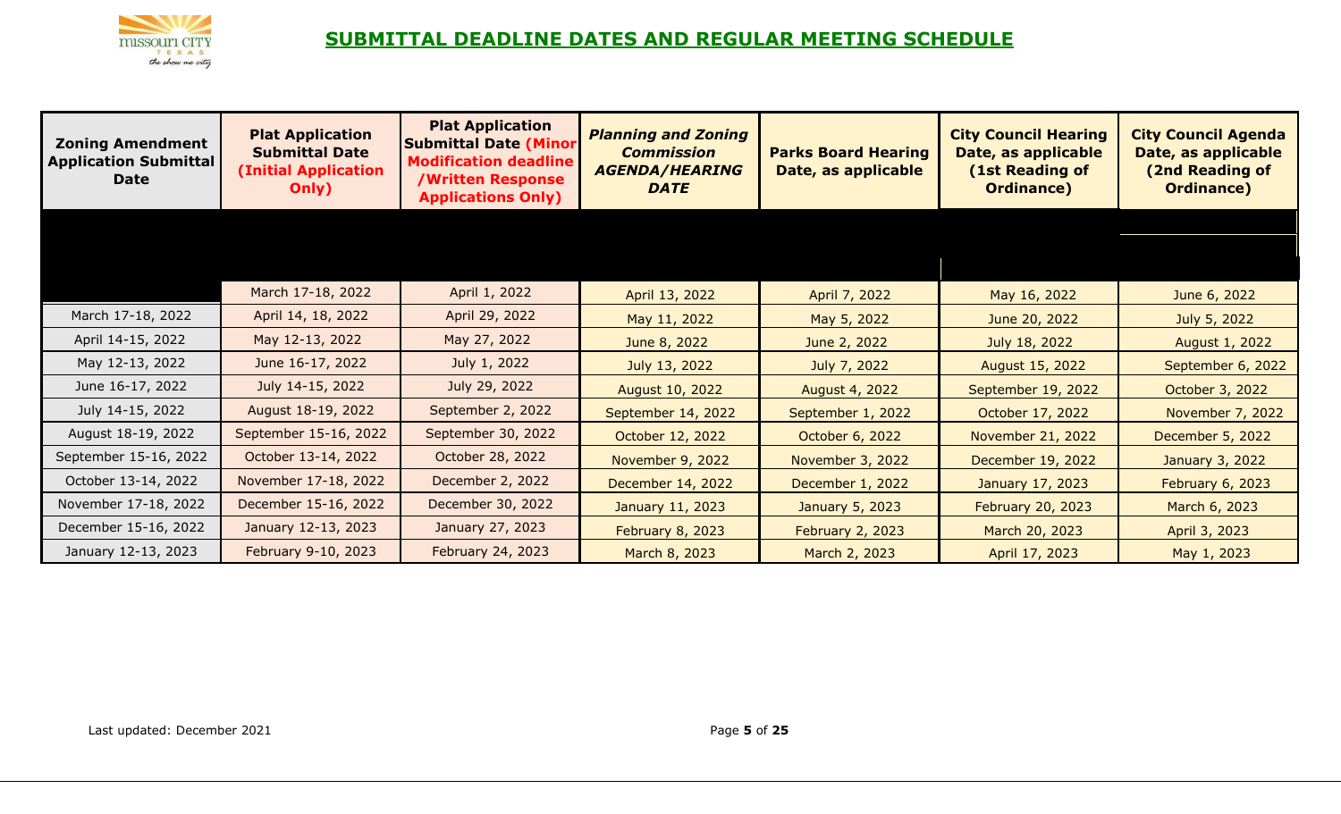## SUBMITTAL DEADLINE DATES AND REGULAR MEETING SCHEDULE

| Zoning Amendment Application Submittal Date | Plat Application Submittal Date (Initial Application Only) | Plat Application Submittal Date (Minor Modification deadline /Written Response Applications Only) | *Planning and Zoning Commission AGENDA/HEARING DATE* | Parks Board Hearing Date, as applicable | City Council Hearing Date, as applicable (1st Reading of Ordinance) | City Council Agenda Date, as applicable (2nd Reading of Ordinance) |
|---|---|---|---|---|---|---|
| | March 17-18, 2022 | April 1, 2022 | April 13, 2022 | April 7, 2022 | May 16, 2022 | June 6, 2022 |
| March 17-18, 2022 | April 14, 18, 2022 | April 29, 2022 | May 11, 2022 | May 5, 2022 | June 20, 2022 | July 5, 2022 |
| April 14-15, 2022 | May 12-13, 2022 | May 27, 2022 | June 8, 2022 | June 2, 2022 | July 18, 2022 | August 1, 2022 |
| May 12-13, 2022 | June 16-17, 2022 | July 1, 2022 | July 13, 2022 | July 7, 2022 | August 15, 2022 | September 6, 2022 |
| June 16-17, 2022 | July 14-15, 2022 | July 29, 2022 | August 10, 2022 | August 4, 2022 | September 19, 2022 | October 3, 2022 |
| July 14-15, 2022 | August 18-19, 2022 | September 2, 2022 | September 14, 2022 | September 1, 2022 | October 17, 2022 | November 7, 2022 |
| August 18-19, 2022 | September 15-16, 2022 | September 30, 2022 | October 12, 2022 | October 6, 2022 | November 21, 2022 | December 5, 2022 |
| September 15-16, 2022 | October 13-14, 2022 | October 28, 2022 | November 9, 2022 | November 3, 2022 | December 19, 2022 | January 3, 2022 |
| October 13-14, 2022 | November 17-18, 2022 | December 2, 2022 | December 14, 2022 | December 1, 2022 | January 17, 2023 | February 6, 2023 |
| November 17-18, 2022 | December 15-16, 2022 | December 30, 2022 | January 11, 2023 | January 5, 2023 | February 20, 2023 | March 6, 2023 |
| December 15-16, 2022 | January 12-13, 2023 | January 27, 2023 | February 8, 2023 | February 2, 2023 | March 20, 2023 | April 3, 2023 |
| January 12-13, 2023 | February 9-10, 2023 | February 24, 2023 | March 8, 2023 | March 2, 2023 | April 17, 2023 | May 1, 2023 |

Last updated: December 2021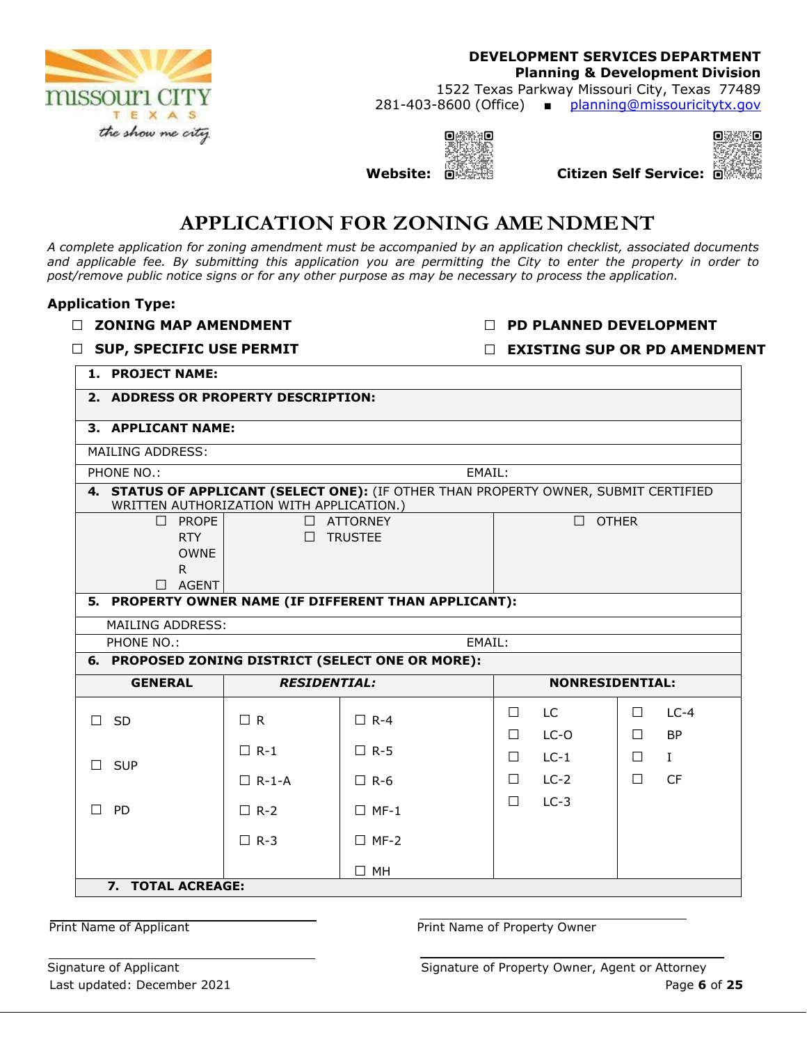**DEVELOPMENT SERVICES DEPARTMENT**
**Planning & Development Division**
1522 Texas Parkway Missouri City, Texas 77489
281-403-8600 (Office) ▪ planning@missouricitytx.gov

**Website:** **Citizen Self Service:**

# APPLICATION FOR ZONING AMENDMENT

*A complete application for zoning amendment must be accompanied by an application checklist, associated documents and applicable fee. By submitting this application you are permitting the City to enter the property in order to post/remove public notice signs or for any other purpose as may be necessary to process the application.*

**Application Type:**

- ☐ **ZONING MAP AMENDMENT**
- ☐ **PD PLANNED DEVELOPMENT**
- ☐ **SUP, SPECIFIC USE PERMIT**
- ☐ **EXISTING SUP OR PD AMENDMENT**

**1. PROJECT NAME:**

**2. ADDRESS OR PROPERTY DESCRIPTION:**

**3. APPLICANT NAME:**

MAILING ADDRESS:

PHONE NO.: EMAIL:

**4. STATUS OF APPLICANT (SELECT ONE):** (IF OTHER THAN PROPERTY OWNER, SUBMIT CERTIFIED WRITTEN AUTHORIZATION WITH APPLICATION.)

| | | |
|---|---|---|
| ☐ PROPERTY OWNER<br>☐ AGENT | ☐ ATTORNEY<br>☐ TRUSTEE | ☐ OTHER |

**5. PROPERTY OWNER NAME (IF DIFFERENT THAN APPLICANT):**

MAILING ADDRESS:

PHONE NO.: EMAIL:

**6. PROPOSED ZONING DISTRICT (SELECT ONE OR MORE):**

| GENERAL | *RESIDENTIAL:* | | NONRESIDENTIAL: | |
|---|---|---|---|---|
| ☐ SD | ☐ R | ☐ R-4 | ☐ LC | ☐ LC-4 |
| ☐ SUP | ☐ R-1 | ☐ R-5 | ☐ LC-O | ☐ BP |
| ☐ PD | ☐ R-1-A | ☐ R-6 | ☐ LC-1 | ☐ I |
| | ☐ R-2 | ☐ MF-1 | ☐ LC-2 | ☐ CF |
| | ☐ R-3 | ☐ MF-2 | ☐ LC-3 | |
| | | ☐ MH | | |

**7. TOTAL ACREAGE:**

Print Name of Applicant

Print Name of Property Owner

Signature of Applicant

Signature of Property Owner, Agent or Attorney

Last updated: December 2021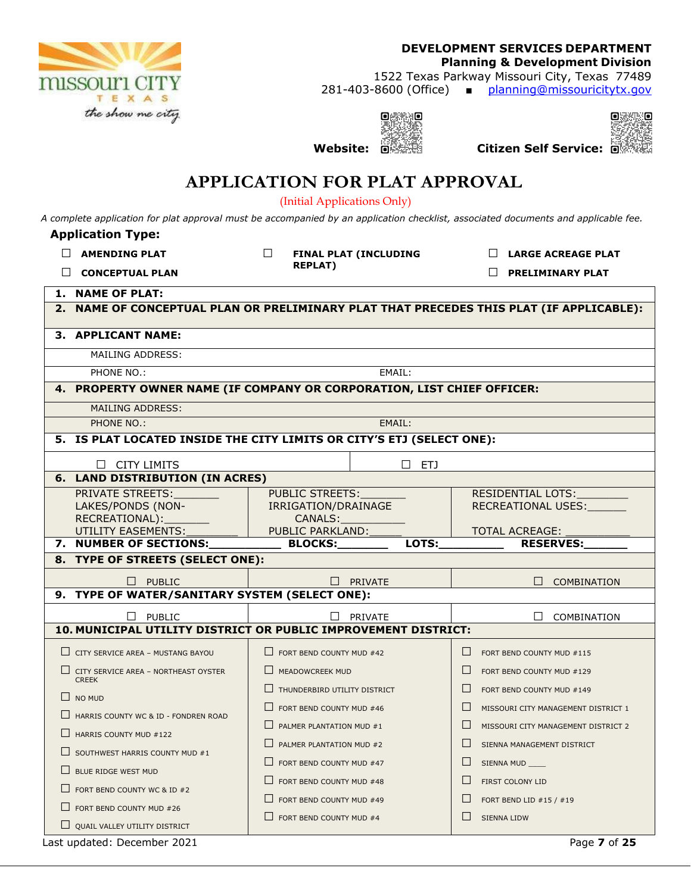**DEVELOPMENT SERVICES DEPARTMENT**
**Planning & Development Division**
1522 Texas Parkway Missouri City, Texas 77489
281-403-8600 (Office) ▪ planning@missouricitytx.gov

**Website:** **Citizen Self Service:**

# APPLICATION FOR PLAT APPROVAL

(Initial Applications Only)

*A complete application for plat approval must be accompanied by an application checklist, associated documents and applicable fee.*

**Application Type:**

☐ **AMENDING PLAT** ☐ **FINAL PLAT (INCLUDING REPLAT)** ☐ **LARGE ACREAGE PLAT**

☐ **CONCEPTUAL PLAN** ☐ **PRELIMINARY PLAT**

**1. NAME OF PLAT:**

**2. NAME OF CONCEPTUAL PLAN OR PRELIMINARY PLAT THAT PRECEDES THIS PLAT (IF APPLICABLE):**

**3. APPLICANT NAME:**

MAILING ADDRESS:

PHONE NO.: EMAIL:

**4. PROPERTY OWNER NAME (IF COMPANY OR CORPORATION, LIST CHIEF OFFICER:**

MAILING ADDRESS:

PHONE NO.: EMAIL:

**5. IS PLAT LOCATED INSIDE THE CITY LIMITS OR CITY'S ETJ (SELECT ONE):**

| ☐ CITY LIMITS | ☐ ETJ |
|---|---|

**6. LAND DISTRIBUTION (IN ACRES)**

| | | |
|---|---|---|
| PRIVATE STREETS:_______ | PUBLIC STREETS:_______ | RESIDENTIAL LOTS:________ |
| LAKES/PONDS (NON-RECREATIONAL):_______ | IRRIGATION/DRAINAGE CANALS:_________ | RECREATIONAL USES:______ |
| UTILITY EASEMENTS:________ | PUBLIC PARKLAND:_____ | TOTAL ACREAGE: __________ |

**7. NUMBER OF SECTIONS:__________ BLOCKS:_______ LOTS:_________ RESERVES:______**

**8. TYPE OF STREETS (SELECT ONE):**

| ☐ PUBLIC | ☐ PRIVATE | ☐ COMBINATION |
|---|---|---|

**9. TYPE OF WATER/SANITARY SYSTEM (SELECT ONE):**

| ☐ PUBLIC | ☐ PRIVATE | ☐ COMBINATION |
|---|---|---|

**10. MUNICIPAL UTILITY DISTRICT OR PUBLIC IMPROVEMENT DISTRICT:**

| | | |
|---|---|---|
| ☐ CITY SERVICE AREA – MUSTANG BAYOU | ☐ FORT BEND COUNTY MUD #42 | ☐ FORT BEND COUNTY MUD #115 |
| ☐ CITY SERVICE AREA – NORTHEAST OYSTER CREEK | ☐ MEADOWCREEK MUD | ☐ FORT BEND COUNTY MUD #129 |
| ☐ NO MUD | ☐ THUNDERBIRD UTILITY DISTRICT | ☐ FORT BEND COUNTY MUD #149 |
| ☐ HARRIS COUNTY WC & ID - FONDREN ROAD | ☐ FORT BEND COUNTY MUD #46 | ☐ MISSOURI CITY MANAGEMENT DISTRICT 1 |
| ☐ HARRIS COUNTY MUD #122 | ☐ PALMER PLANTATION MUD #1 | ☐ MISSOURI CITY MANAGEMENT DISTRICT 2 |
| ☐ SOUTHWEST HARRIS COUNTY MUD #1 | ☐ PALMER PLANTATION MUD #2 | ☐ SIENNA MANAGEMENT DISTRICT |
| ☐ BLUE RIDGE WEST MUD | ☐ FORT BEND COUNTY MUD #47 | ☐ SIENNA MUD ____ |
| ☐ FORT BEND COUNTY WC & ID #2 | ☐ FORT BEND COUNTY MUD #48 | ☐ FIRST COLONY LID |
| ☐ FORT BEND COUNTY MUD #26 | ☐ FORT BEND COUNTY MUD #49 | ☐ FORT BEND LID #15 / #19 |
| ☐ QUAIL VALLEY UTILITY DISTRICT | ☐ FORT BEND COUNTY MUD #4 | ☐ SIENNA LIDW |

Last updated: December 2021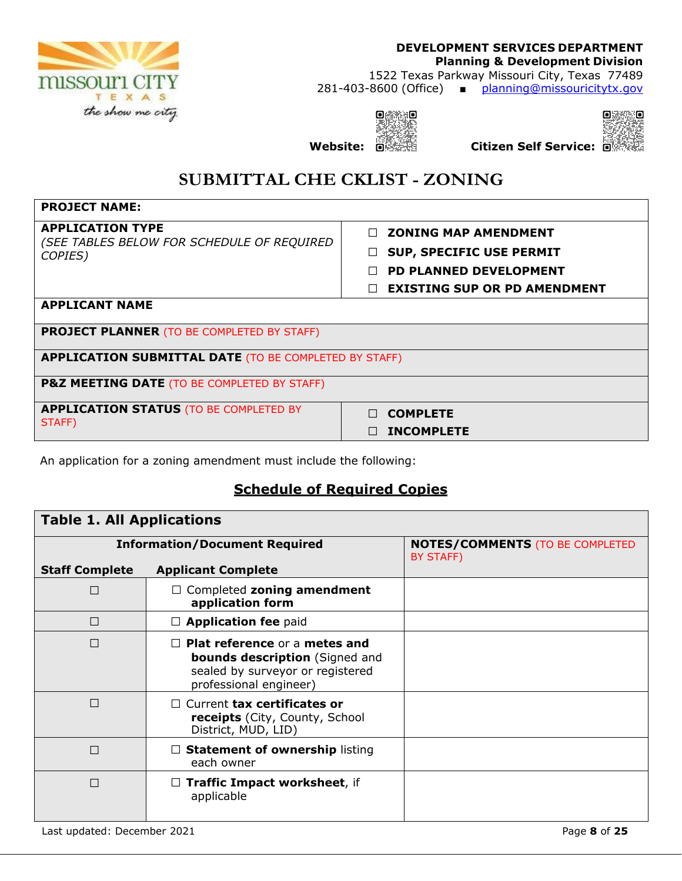**DEVELOPMENT SERVICES DEPARTMENT**
**Planning & Development Division**
1522 Texas Parkway Missouri City, Texas 77489
281-403-8600 (Office) ▪ planning@missouricitytx.gov

**Website:** **Citizen Self Service:**

# SUBMITTAL CHECKLIST - ZONING

| **PROJECT NAME:** | |
|---|---|
| **APPLICATION TYPE** *(SEE TABLES BELOW FOR SCHEDULE OF REQUIRED COPIES)* | ☐ **ZONING MAP AMENDMENT**<br>☐ **SUP, SPECIFIC USE PERMIT**<br>☐ **PD PLANNED DEVELOPMENT**<br>☐ **EXISTING SUP OR PD AMENDMENT** |
| **APPLICANT NAME** | |
| **PROJECT PLANNER** (TO BE COMPLETED BY STAFF) | |
| **APPLICATION SUBMITTAL DATE** (TO BE COMPLETED BY STAFF) | |
| **P&Z MEETING DATE** (TO BE COMPLETED BY STAFF) | |
| **APPLICATION STATUS** (TO BE COMPLETED BY STAFF) | ☐ **COMPLETE**<br>☐ **INCOMPLETE** |

An application for a zoning amendment must include the following:

## Schedule of Required Copies

| **Table 1. All Applications** | | |
|---|---|---|
| **Information/Document Required** | | **NOTES/COMMENTS** (TO BE COMPLETED BY STAFF) |
| **Staff Complete** | **Applicant Complete** | |
| ☐ | ☐ Completed **zoning amendment application form** | |
| ☐ | ☐ **Application fee** paid | |
| ☐ | ☐ **Plat reference** or a **metes and bounds description** (Signed and sealed by surveyor or registered professional engineer) | |
| ☐ | ☐ Current **tax certificates or receipts** (City, County, School District, MUD, LID) | |
| ☐ | ☐ **Statement of ownership** listing each owner | |
| ☐ | ☐ **Traffic Impact worksheet**, if applicable | |

Last updated: December 2021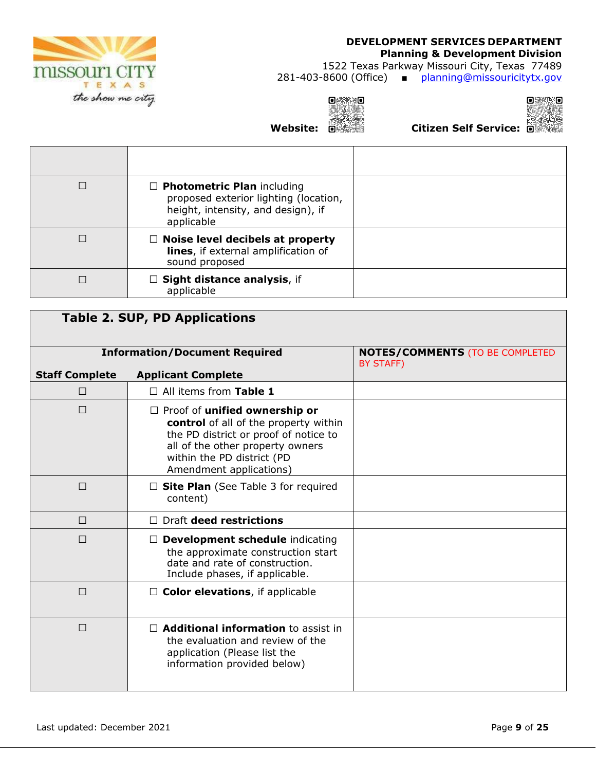| | | |
|---|---|---|
| ☐ | ☐ **Photometric Plan** including proposed exterior lighting (location, height, intensity, and design), if applicable | |
| ☐ | ☐ **Noise level decibels at property lines**, if external amplification of sound proposed | |
| ☐ | ☐ **Sight distance analysis**, if applicable | |

## Table 2. SUP, PD Applications

| Information/Document Required<br>Staff Complete | <br>Applicant Complete | NOTES/COMMENTS (TO BE COMPLETED BY STAFF) |
|---|---|---|
| ☐ | ☐ All items from **Table 1** | |
| ☐ | ☐ Proof of **unified ownership or control** of all of the property within the PD district or proof of notice to all of the other property owners within the PD district (PD Amendment applications) | |
| ☐ | ☐ **Site Plan** (See Table 3 for required content) | |
| ☐ | ☐ Draft **deed restrictions** | |
| ☐ | ☐ **Development schedule** indicating the approximate construction start date and rate of construction. Include phases, if applicable. | |
| ☐ | ☐ **Color elevations**, if applicable | |
| ☐ | ☐ **Additional information** to assist in the evaluation and review of the application (Please list the information provided below) | |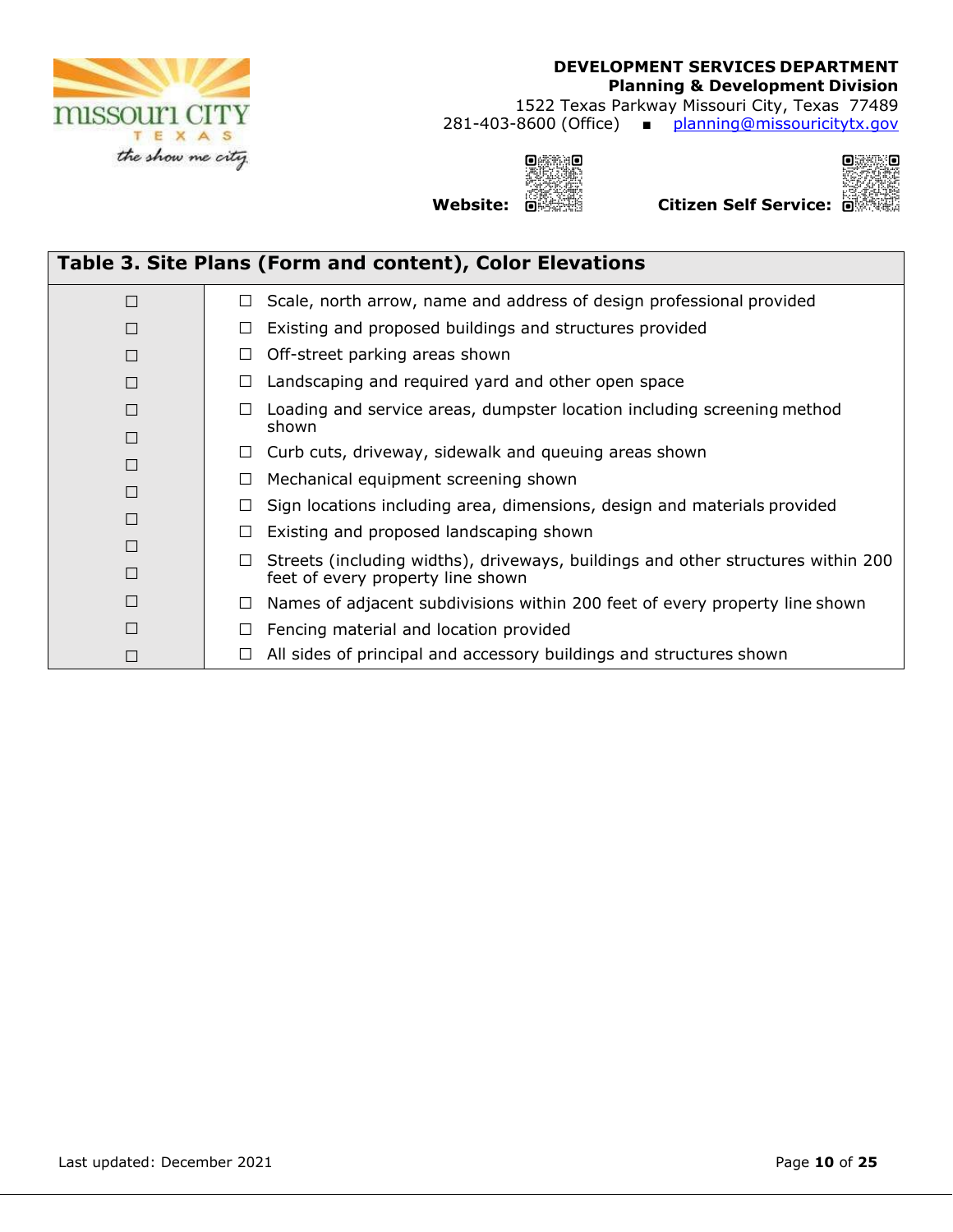DEVELOPMENT SERVICES DEPARTMENT
**Planning & Development Division**
1522 Texas Parkway Missouri City, Texas 77489
281-403-8600 (Office) ▪ planning@missouricitytx.gov

**Website:** **Citizen Self Service:**

| Table 3. Site Plans (Form and content), Color Elevations | |
|---|---|
| ☐ | ☐ Scale, north arrow, name and address of design professional provided |
| ☐ | ☐ Existing and proposed buildings and structures provided |
| ☐ | ☐ Off-street parking areas shown |
| ☐ | ☐ Landscaping and required yard and other open space |
| ☐ | ☐ Loading and service areas, dumpster location including screening method shown |
| ☐ | ☐ Curb cuts, driveway, sidewalk and queuing areas shown |
| ☐ | ☐ Mechanical equipment screening shown |
| ☐ | ☐ Sign locations including area, dimensions, design and materials provided |
| ☐ | ☐ Existing and proposed landscaping shown |
| ☐ | ☐ Streets (including widths), driveways, buildings and other structures within 200 feet of every property line shown |
| ☐ | ☐ Names of adjacent subdivisions within 200 feet of every property line shown |
| ☐ | ☐ Fencing material and location provided |
| ☐ | ☐ All sides of principal and accessory buildings and structures shown |
| ☐ | |
| ☐ | |

Last updated: December 2021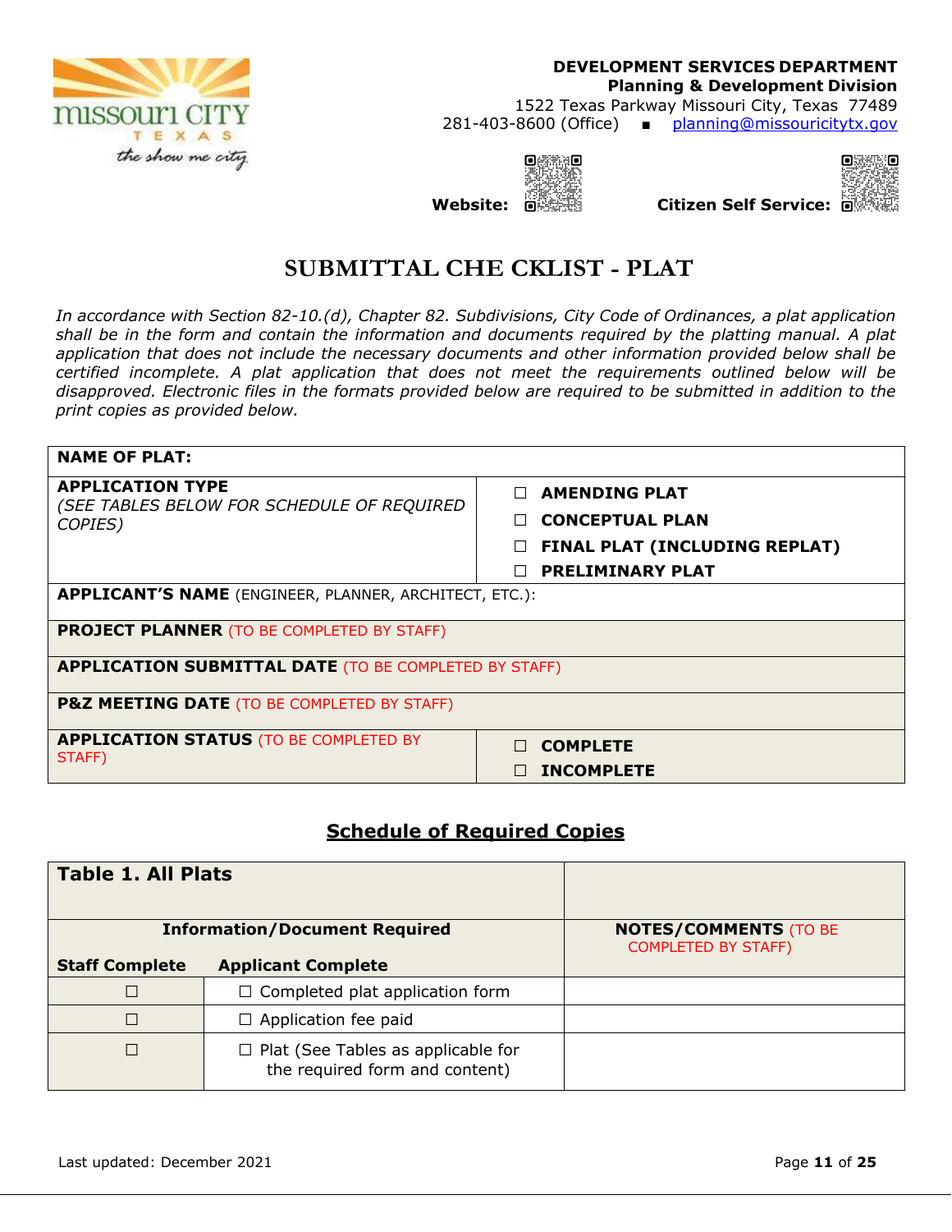**DEVELOPMENT SERVICES DEPARTMENT**
**Planning & Development Division**
1522 Texas Parkway Missouri City, Texas 77489
281-403-8600 (Office) ▪ planning@missouricitytx.gov

**Website:** **Citizen Self Service:**

# SUBMITTAL CHE CKLIST - PLAT

*In accordance with Section 82-10.(d), Chapter 82. Subdivisions, City Code of Ordinances, a plat application shall be in the form and contain the information and documents required by the platting manual. A plat application that does not include the necessary documents and other information provided below shall be certified incomplete. A plat application that does not meet the requirements outlined below will be disapproved. Electronic files in the formats provided below are required to be submitted in addition to the print copies as provided below.*

| **NAME OF PLAT:** | |
|---|---|
| **APPLICATION TYPE** *(SEE TABLES BELOW FOR SCHEDULE OF REQUIRED COPIES)* | ☐ **AMENDING PLAT**<br>☐ **CONCEPTUAL PLAN**<br>☐ **FINAL PLAT (INCLUDING REPLAT)**<br>☐ **PRELIMINARY PLAT** |
| **APPLICANT'S NAME** (ENGINEER, PLANNER, ARCHITECT, ETC.): | |
| **PROJECT PLANNER** (TO BE COMPLETED BY STAFF) | |
| **APPLICATION SUBMITTAL DATE** (TO BE COMPLETED BY STAFF) | |
| **P&Z MEETING DATE** (TO BE COMPLETED BY STAFF) | |
| **APPLICATION STATUS** (TO BE COMPLETED BY STAFF) | ☐ **COMPLETE**<br>☐ **INCOMPLETE** |

## Schedule of Required Copies

| **Table 1. All Plats** | | |
|---|---|---|
| | **Information/Document Required** | **NOTES/COMMENTS** (TO BE COMPLETED BY STAFF) |
| **Staff Complete** | **Applicant Complete** | |
| ☐ | ☐ Completed plat application form | |
| ☐ | ☐ Application fee paid | |
| ☐ | ☐ Plat (See Tables as applicable for the required form and content) | |

Last updated: December 2021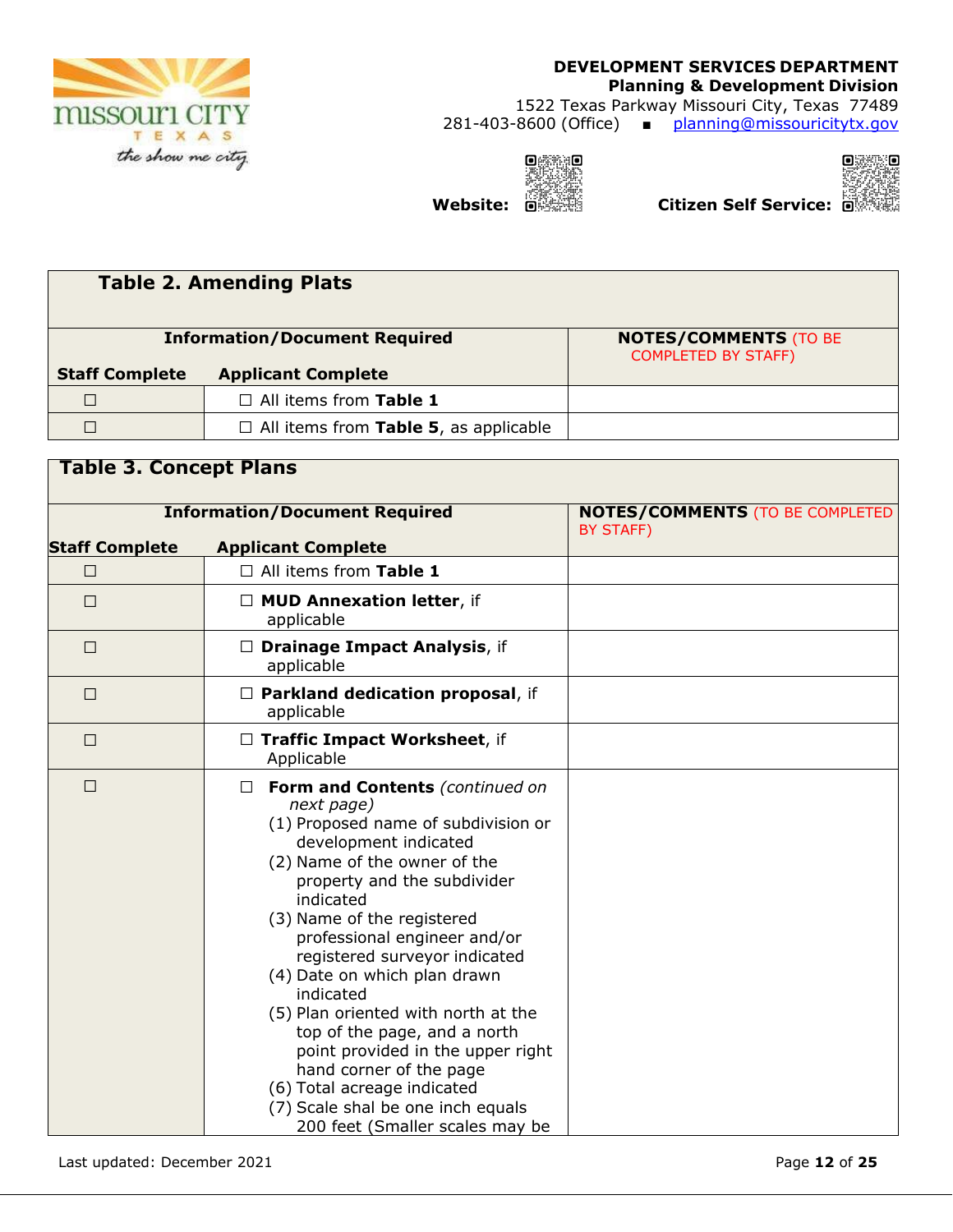**DEVELOPMENT SERVICES DEPARTMENT**
**Planning & Development Division**
1522 Texas Parkway Missouri City, Texas 77489
281-403-8600 (Office) ■ planning@missouricitytx.gov

**Website:** **Citizen Self Service:**

## Table 2. Amending Plats

| Staff Complete | Applicant Complete | NOTES/COMMENTS (TO BE COMPLETED BY STAFF) |
|---|---|---|
| ☐ | ☐ All items from **Table 1** | |
| ☐ | ☐ All items from **Table 5**, as applicable | |

## Table 3. Concept Plans

| Staff Complete | Applicant Complete | NOTES/COMMENTS (TO BE COMPLETED BY STAFF) |
|---|---|---|
| ☐ | ☐ All items from **Table 1** | |
| ☐ | ☐ **MUD Annexation letter**, if applicable | |
| ☐ | ☐ **Drainage Impact Analysis**, if applicable | |
| ☐ | ☐ **Parkland dedication proposal**, if applicable | |
| ☐ | ☐ **Traffic Impact Worksheet**, if Applicable | |
| ☐ | ☐ **Form and Contents** *(continued on next page)*<br>(1) Proposed name of subdivision or development indicated<br>(2) Name of the owner of the property and the subdivider indicated<br>(3) Name of the registered professional engineer and/or registered surveyor indicated<br>(4) Date on which plan drawn indicated<br>(5) Plan oriented with north at the top of the page, and a north point provided in the upper right hand corner of the page<br>(6) Total acreage indicated<br>(7) Scale shal be one inch equals 200 feet (Smaller scales may be | |

Last updated: December 2021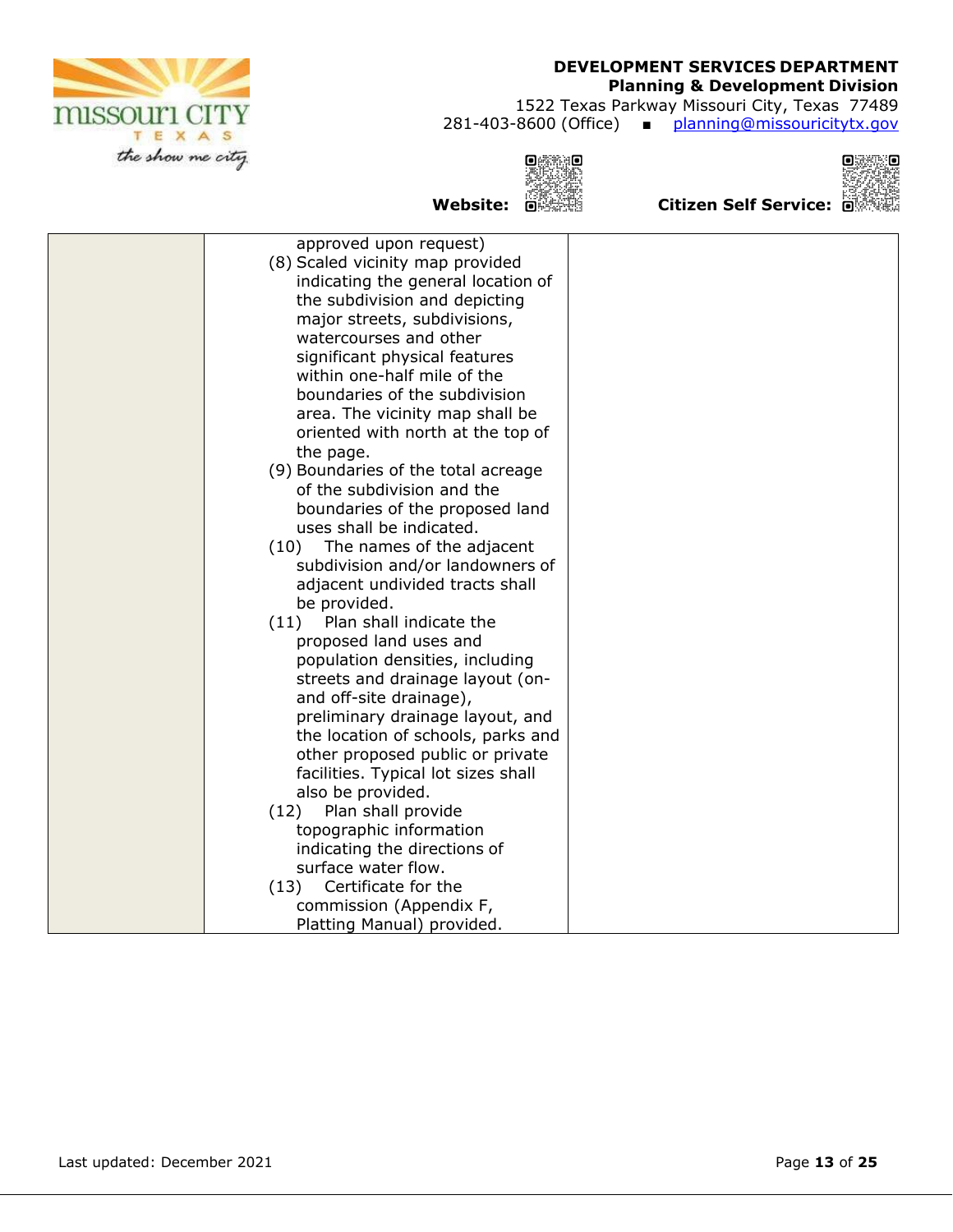| | | |
|---|---|---|
| | approved upon request)<br>(8) Scaled vicinity map provided indicating the general location of the subdivision and depicting major streets, subdivisions, watercourses and other significant physical features within one-half mile of the boundaries of the subdivision area. The vicinity map shall be oriented with north at the top of the page.<br>(9) Boundaries of the total acreage of the subdivision and the boundaries of the proposed land uses shall be indicated.<br>(10) The names of the adjacent subdivision and/or landowners of adjacent undivided tracts shall be provided.<br>(11) Plan shall indicate the proposed land uses and population densities, including streets and drainage layout (on- and off-site drainage), preliminary drainage layout, and the location of schools, parks and other proposed public or private facilities. Typical lot sizes shall also be provided.<br>(12) Plan shall provide topographic information indicating the directions of surface water flow.<br>(13) Certificate for the commission (Appendix F, Platting Manual) provided. | |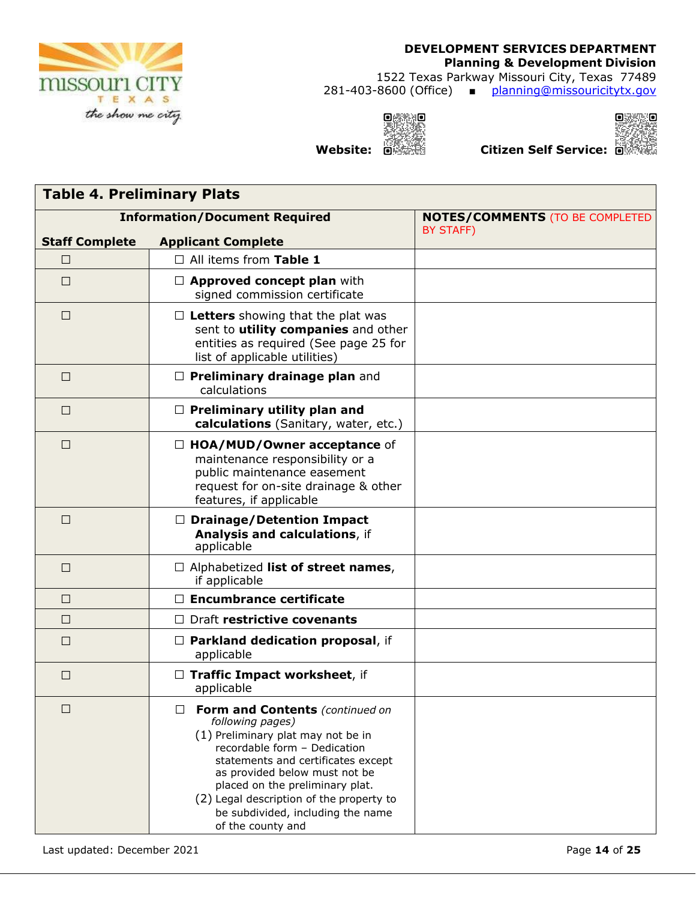**DEVELOPMENT SERVICES DEPARTMENT**
**Planning & Development Division**
1522 Texas Parkway Missouri City, Texas 77489
281-403-8600 (Office) ■ planning@missouricitytx.gov

**Website:** **Citizen Self Service:**

| **Table 4. Preliminary Plats** | | |
|---|---|---|
| **Information/Document Required** | | **NOTES/COMMENTS** (TO BE COMPLETED BY STAFF) |
| **Staff Complete** | **Applicant Complete** | |
| ☐ | ☐ All items from **Table 1** | |
| ☐ | ☐ **Approved concept plan** with signed commission certificate | |
| ☐ | ☐ **Letters** showing that the plat was sent to **utility companies** and other entities as required (See page 25 for list of applicable utilities) | |
| ☐ | ☐ **Preliminary drainage plan** and calculations | |
| ☐ | ☐ **Preliminary utility plan and calculations** (Sanitary, water, etc.) | |
| ☐ | ☐ **HOA/MUD/Owner acceptance** of maintenance responsibility or a public maintenance easement request for on-site drainage & other features, if applicable | |
| ☐ | ☐ **Drainage/Detention Impact Analysis and calculations**, if applicable | |
| ☐ | ☐ Alphabetized **list of street names**, if applicable | |
| ☐ | ☐ **Encumbrance certificate** | |
| ☐ | ☐ Draft **restrictive covenants** | |
| ☐ | ☐ **Parkland dedication proposal**, if applicable | |
| ☐ | ☐ **Traffic Impact worksheet**, if applicable | |
| ☐ | ☐ **Form and Contents** *(continued on following pages)*<br>(1) Preliminary plat may not be in recordable form – Dedication statements and certificates except as provided below must not be placed on the preliminary plat.<br>(2) Legal description of the property to be subdivided, including the name of the county and | |

Last updated: December 2021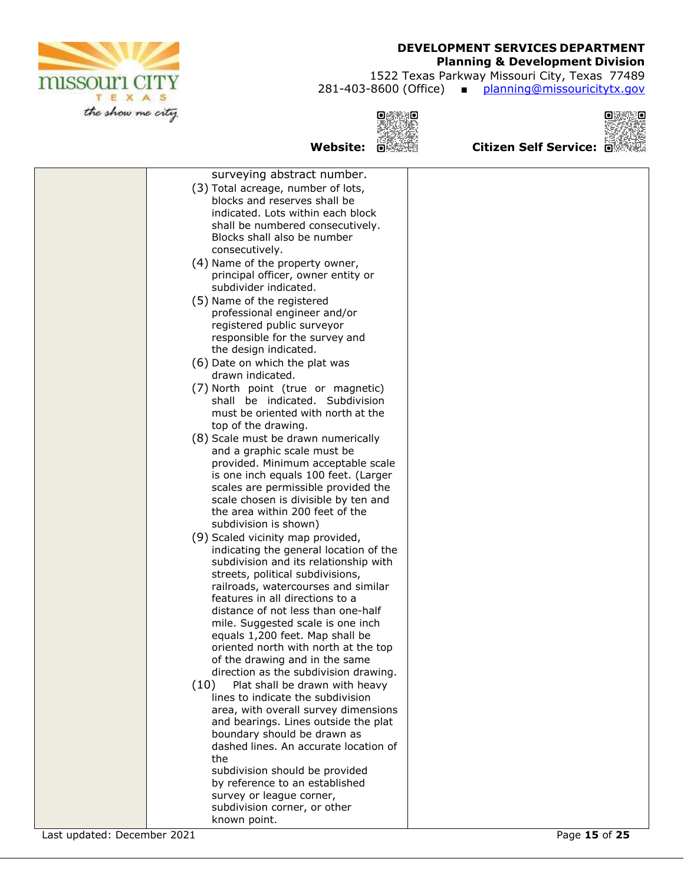| | | |
|---|---|---|
| | surveying abstract number.<br>(3) Total acreage, number of lots, blocks and reserves shall be indicated. Lots within each block shall be numbered consecutively. Blocks shall also be number consecutively.<br>(4) Name of the property owner, principal officer, owner entity or subdivider indicated.<br>(5) Name of the registered professional engineer and/or registered public surveyor responsible for the survey and the design indicated.<br>(6) Date on which the plat was drawn indicated.<br>(7) North point (true or magnetic) shall be indicated. Subdivision must be oriented with north at the top of the drawing.<br>(8) Scale must be drawn numerically and a graphic scale must be provided. Minimum acceptable scale is one inch equals 100 feet. (Larger scales are permissible provided the scale chosen is divisible by ten and the area within 200 feet of the subdivision is shown)<br>(9) Scaled vicinity map provided, indicating the general location of the subdivision and its relationship with streets, political subdivisions, railroads, watercourses and similar features in all directions to a distance of not less than one-half mile. Suggested scale is one inch equals 1,200 feet. Map shall be oriented north with north at the top of the drawing and in the same direction as the subdivision drawing.<br>(10) Plat shall be drawn with heavy lines to indicate the subdivision area, with overall survey dimensions and bearings. Lines outside the plat boundary should be drawn as dashed lines. An accurate location of the subdivision should be provided by reference to an established survey or league corner, subdivision corner, or other known point. | |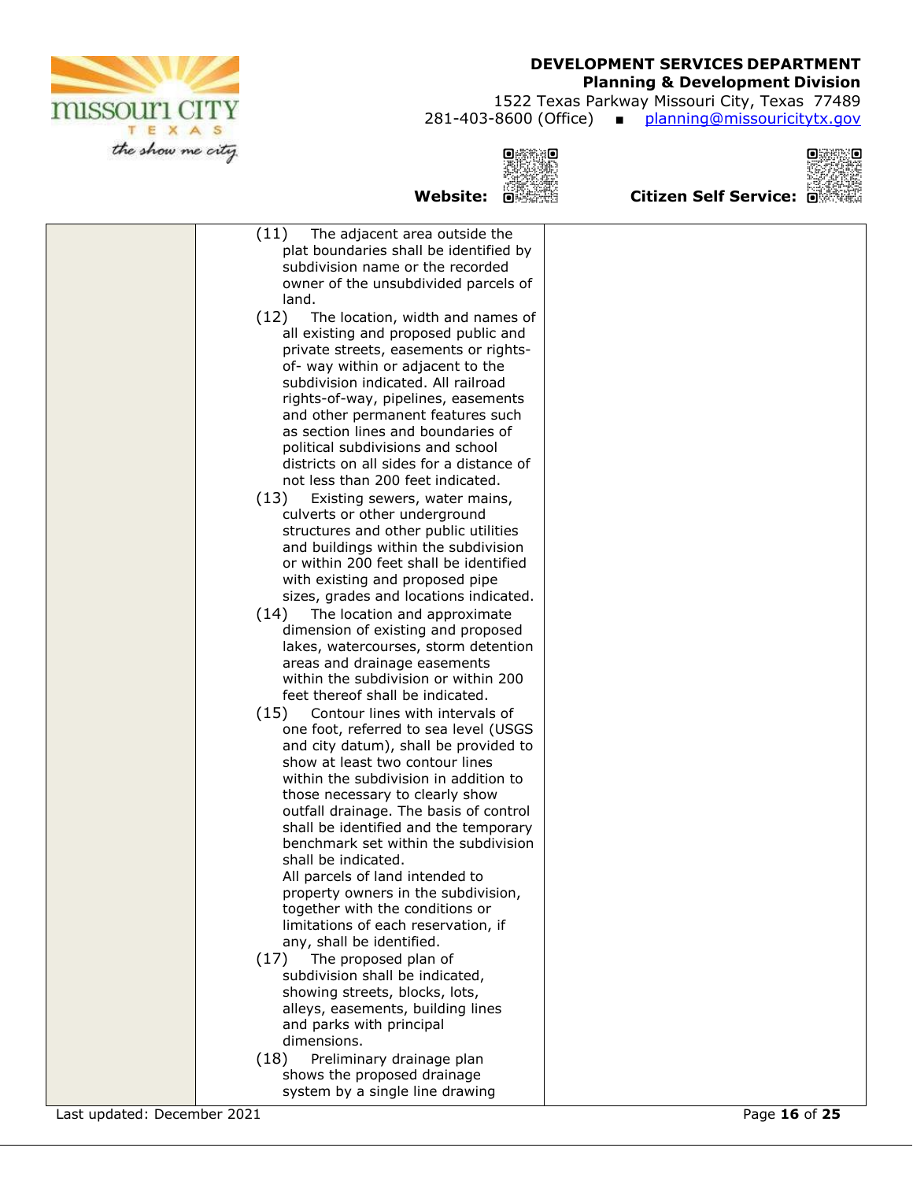| | | |
|---|---|---|
| | (11) The adjacent area outside the plat boundaries shall be identified by subdivision name or the recorded owner of the unsubdivided parcels of land.<br>(12) The location, width and names of all existing and proposed public and private streets, easements or rights-of- way within or adjacent to the subdivision indicated. All railroad rights-of-way, pipelines, easements and other permanent features such as section lines and boundaries of political subdivisions and school districts on all sides for a distance of not less than 200 feet indicated.<br>(13) Existing sewers, water mains, culverts or other underground structures and other public utilities and buildings within the subdivision or within 200 feet shall be identified with existing and proposed pipe sizes, grades and locations indicated.<br>(14) The location and approximate dimension of existing and proposed lakes, watercourses, storm detention areas and drainage easements within the subdivision or within 200 feet thereof shall be indicated.<br>(15) Contour lines with intervals of one foot, referred to sea level (USGS and city datum), shall be provided to show at least two contour lines within the subdivision in addition to those necessary to clearly show outfall drainage. The basis of control shall be identified and the temporary benchmark set within the subdivision shall be indicated.<br>All parcels of land intended to property owners in the subdivision, together with the conditions or limitations of each reservation, if any, shall be identified.<br>(17) The proposed plan of subdivision shall be indicated, showing streets, blocks, lots, alleys, easements, building lines and parks with principal dimensions.<br>(18) Preliminary drainage plan shows the proposed drainage system by a single line drawing | |

Last updated: December 2021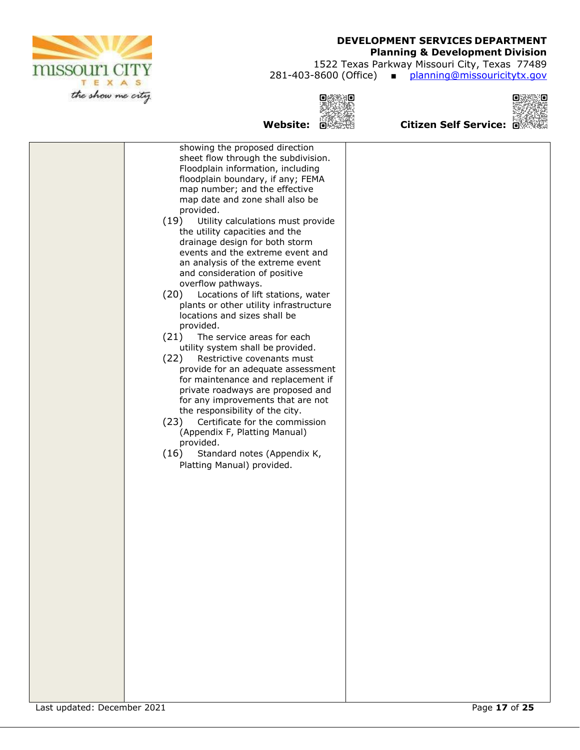| | | |
|---|---|---|
| | showing the proposed direction sheet flow through the subdivision. Floodplain information, including floodplain boundary, if any; FEMA map number; and the effective map date and zone shall also be provided.<br>(19) Utility calculations must provide the utility capacities and the drainage design for both storm events and the extreme event and an analysis of the extreme event and consideration of positive overflow pathways.<br>(20) Locations of lift stations, water plants or other utility infrastructure locations and sizes shall be provided.<br>(21) The service areas for each utility system shall be provided.<br>(22) Restrictive covenants must provide for an adequate assessment for maintenance and replacement if private roadways are proposed and for any improvements that are not the responsibility of the city.<br>(23) Certificate for the commission (Appendix F, Platting Manual) provided.<br>(16) Standard notes (Appendix K, Platting Manual) provided. | |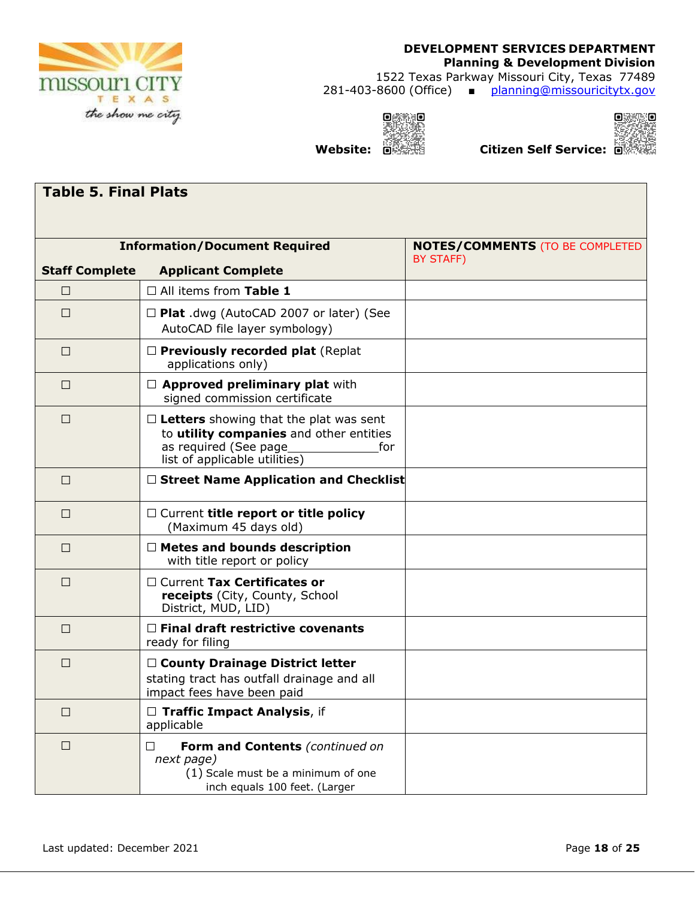**DEVELOPMENT SERVICES DEPARTMENT**
**Planning & Development Division**
1522 Texas Parkway Missouri City, Texas 77489
281-403-8600 (Office) ■ planning@missouricitytx.gov

**Website:** **Citizen Self Service:**

## Table 5. Final Plats

| Information/Document Required | | NOTES/COMMENTS (TO BE COMPLETED BY STAFF) |
|---|---|---|
| **Staff Complete** | **Applicant Complete** | |
| ☐ | ☐ All items from **Table 1** | |
| ☐ | ☐ **Plat** .dwg (AutoCAD 2007 or later) (See AutoCAD file layer symbology) | |
| ☐ | ☐ **Previously recorded plat** (Replat applications only) | |
| ☐ | ☐ **Approved preliminary plat** with signed commission certificate | |
| ☐ | ☐ **Letters** showing that the plat was sent to **utility companies** and other entities as required (See page_____________for list of applicable utilities) | |
| ☐ | ☐ **Street Name Application and Checklist** | |
| ☐ | ☐ Current **title report or title policy** (Maximum 45 days old) | |
| ☐ | ☐ **Metes and bounds description** with title report or policy | |
| ☐ | ☐ Current **Tax Certificates or receipts** (City, County, School District, MUD, LID) | |
| ☐ | ☐ **Final draft restrictive covenants** ready for filing | |
| ☐ | ☐ **County Drainage District letter** stating tract has outfall drainage and all impact fees have been paid | |
| ☐ | ☐ **Traffic Impact Analysis**, if applicable | |
| ☐ | ☐ **Form and Contents** *(continued on next page)* (1) Scale must be a minimum of one inch equals 100 feet. (Larger | |

Last updated: December 2021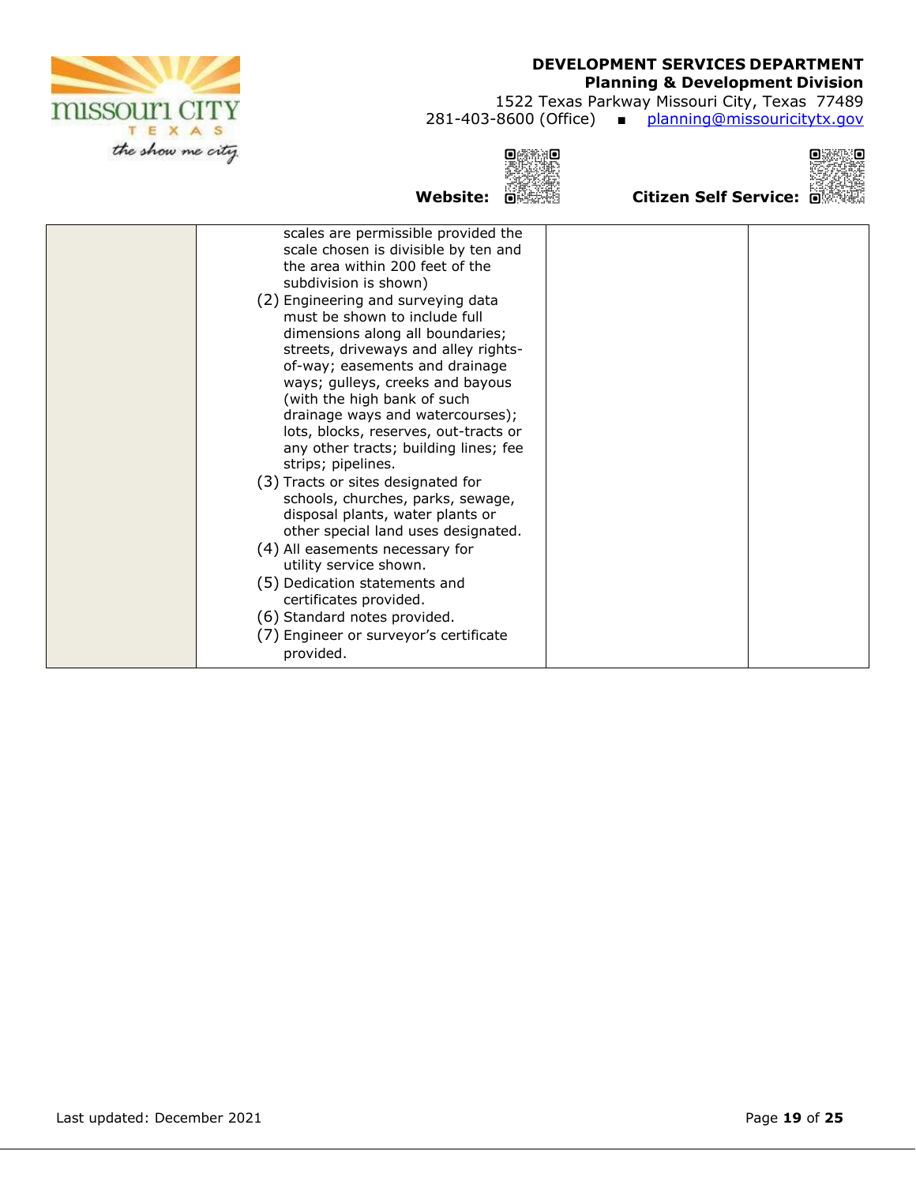| | | | |
|---|---|---|---|
| | scales are permissible provided the scale chosen is divisible by ten and the area within 200 feet of the subdivision is shown)<br>(2) Engineering and surveying data must be shown to include full dimensions along all boundaries; streets, driveways and alley rights-of-way; easements and drainage ways; gulleys, creeks and bayous (with the high bank of such drainage ways and watercourses); lots, blocks, reserves, out-tracts or any other tracts; building lines; fee strips; pipelines.<br>(3) Tracts or sites designated for schools, churches, parks, sewage, disposal plants, water plants or other special land uses designated.<br>(4) All easements necessary for utility service shown.<br>(5) Dedication statements and certificates provided.<br>(6) Standard notes provided.<br>(7) Engineer or surveyor's certificate provided. | | |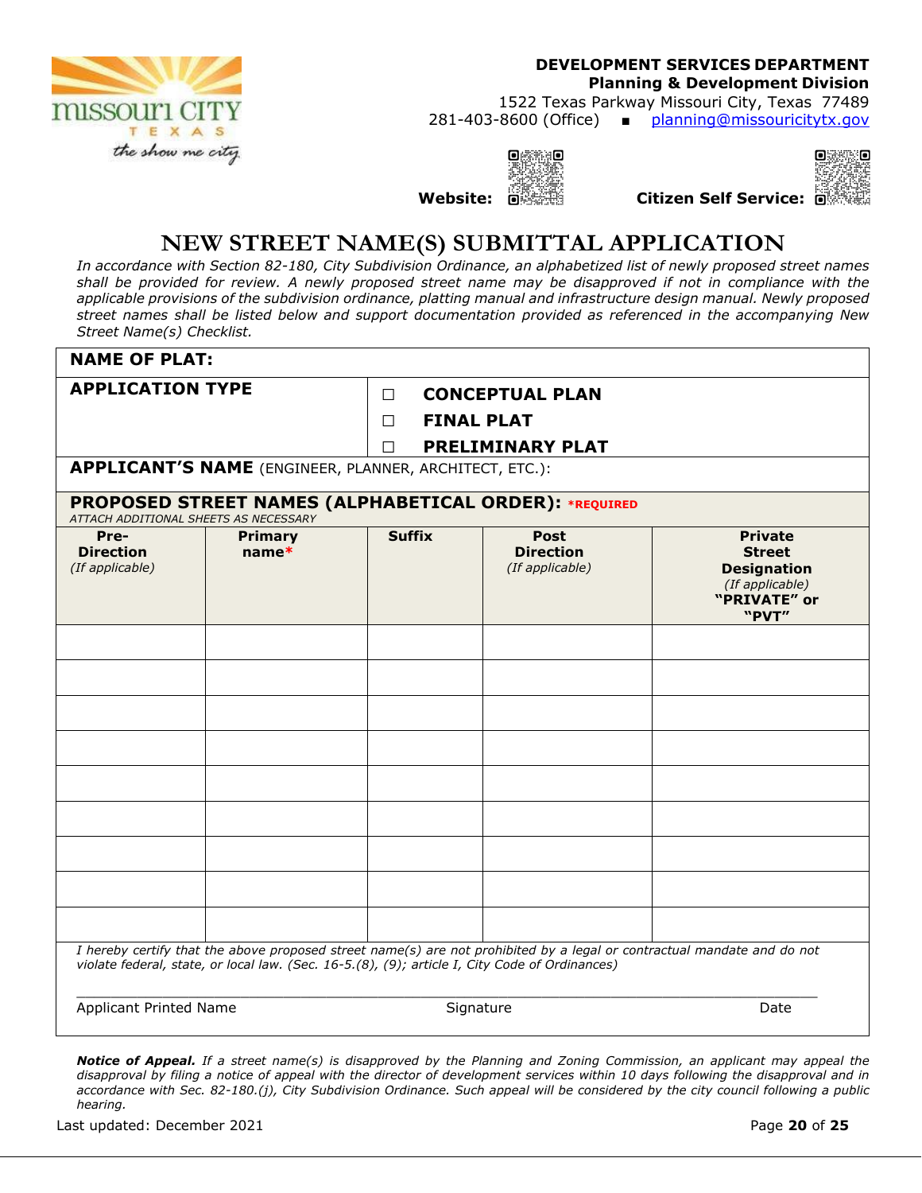**DEVELOPMENT SERVICES DEPARTMENT**
**Planning & Development Division**
1522 Texas Parkway Missouri City, Texas 77489
281-403-8600 (Office) ▪ planning@missouricitytx.gov

**Website:** **Citizen Self Service:**

# NEW STREET NAME(S) SUBMITTAL APPLICATION

*In accordance with Section 82-180, City Subdivision Ordinance, an alphabetized list of newly proposed street names shall be provided for review. A newly proposed street name may be disapproved if not in compliance with the applicable provisions of the subdivision ordinance, platting manual and infrastructure design manual. Newly proposed street names shall be listed below and support documentation provided as referenced in the accompanying New Street Name(s) Checklist.*

**NAME OF PLAT:**

**APPLICATION TYPE**

- ☐ **CONCEPTUAL PLAN**
- ☐ **FINAL PLAT**
- ☐ **PRELIMINARY PLAT**

**APPLICANT'S NAME** (ENGINEER, PLANNER, ARCHITECT, ETC.):

**PROPOSED STREET NAMES (ALPHABETICAL ORDER):** ***REQUIRED**

*ATTACH ADDITIONAL SHEETS AS NECESSARY*

| Pre-Direction *(If applicable)* | Primary name* | Suffix | Post Direction *(If applicable)* | Private Street Designation *(If applicable)* "PRIVATE" or "PVT" |
|---|---|---|---|---|
| | | | | |
| | | | | |
| | | | | |
| | | | | |
| | | | | |
| | | | | |
| | | | | |
| | | | | |
| | | | | |

*I hereby certify that the above proposed street name(s) are not prohibited by a legal or contractual mandate and do not violate federal, state, or local law. (Sec. 16-5.(8), (9); article I, City Code of Ordinances)*

Applicant Printed Name Signature Date

***Notice of Appeal.*** *If a street name(s) is disapproved by the Planning and Zoning Commission, an applicant may appeal the disapproval by filing a notice of appeal with the director of development services within 10 days following the disapproval and in accordance with Sec. 82-180.(j), City Subdivision Ordinance. Such appeal will be considered by the city council following a public hearing.*

Last updated: December 2021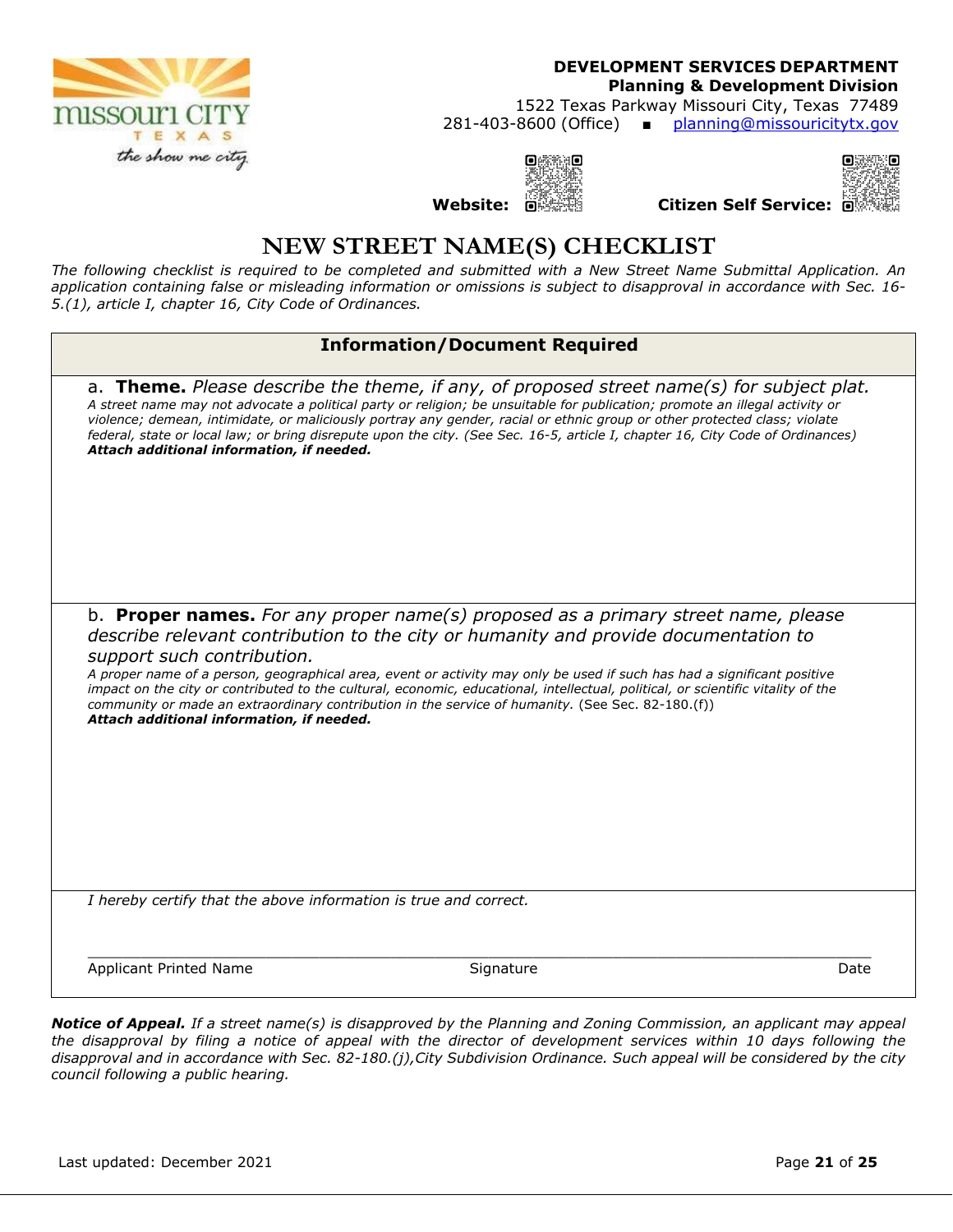**DEVELOPMENT SERVICES DEPARTMENT**
**Planning & Development Division**
1522 Texas Parkway Missouri City, Texas 77489
281-403-8600 (Office) ▪ planning@missouricitytx.gov

**Website:** **Citizen Self Service:**

# NEW STREET NAME(S) CHECKLIST

*The following checklist is required to be completed and submitted with a New Street Name Submittal Application. An application containing false or misleading information or omissions is subject to disapproval in accordance with Sec. 16-5.(1), article I, chapter 16, City Code of Ordinances.*

| Information/Document Required |
|---|
| a. **Theme.** *Please describe the theme, if any, of proposed street name(s) for subject plat.* *A street name may not advocate a political party or religion; be unsuitable for publication; promote an illegal activity or violence; demean, intimidate, or maliciously portray any gender, racial or ethnic group or other protected class; violate federal, state or local law; or bring disrepute upon the city. (See Sec. 16-5, article I, chapter 16, City Code of Ordinances)* ***Attach additional information, if needed.*** |
| b. **Proper names.** *For any proper name(s) proposed as a primary street name, please describe relevant contribution to the city or humanity and provide documentation to support such contribution.* *A proper name of a person, geographical area, event or activity may only be used if such has had a significant positive impact on the city or contributed to the cultural, economic, educational, intellectual, political, or scientific vitality of the community or made an extraordinary contribution in the service of humanity.* (See Sec. 82-180.(f)) ***Attach additional information, if needed.*** |
| *I hereby certify that the above information is true and correct.* <br><br> \_\_\_\_\_\_\_\_\_\_\_\_\_\_\_\_\_\_\_\_\_\_\_\_\_\_\_\_\_\_\_\_\_\_\_\_\_\_\_\_\_\_\_\_\_\_\_\_\_\_\_\_\_\_\_\_ <br> Applicant Printed Name Signature Date |

***Notice of Appeal.*** *If a street name(s) is disapproved by the Planning and Zoning Commission, an applicant may appeal the disapproval by filing a notice of appeal with the director of development services within 10 days following the disapproval and in accordance with Sec. 82-180.(j),City Subdivision Ordinance. Such appeal will be considered by the city council following a public hearing.*

Last updated: December 2021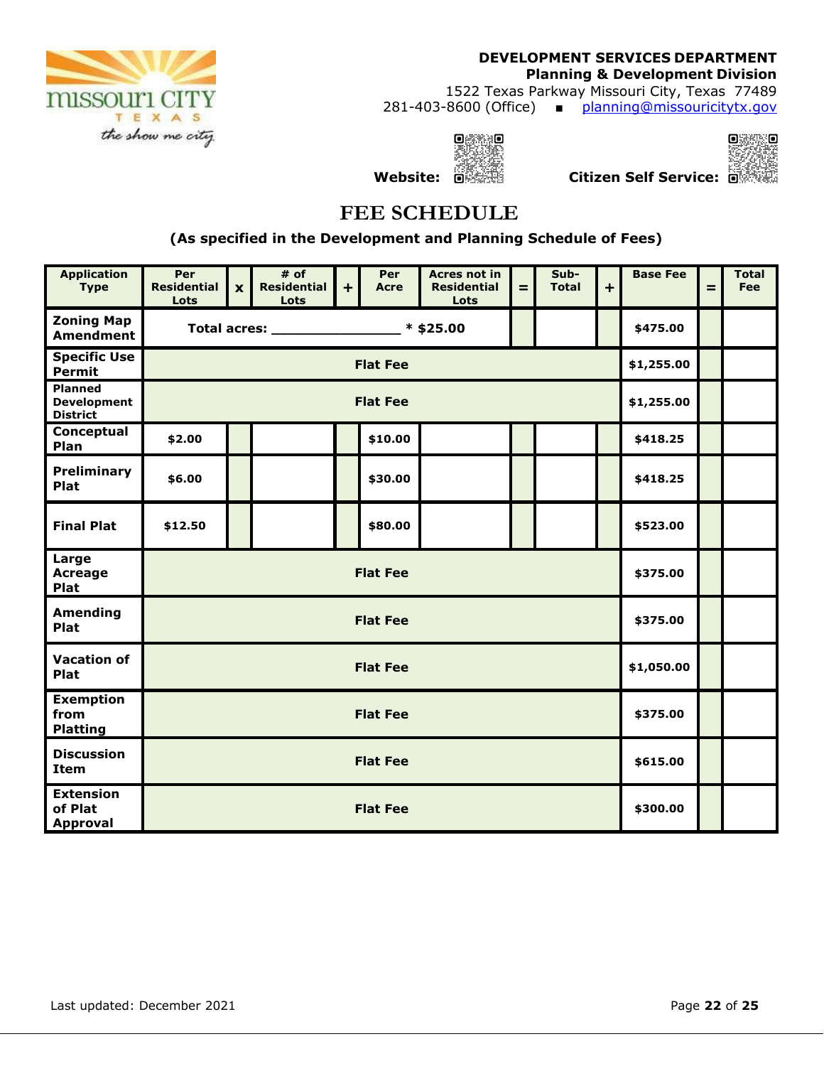**DEVELOPMENT SERVICES DEPARTMENT**
**Planning & Development Division**
1522 Texas Parkway Missouri City, Texas 77489
281-403-8600 (Office) ▪ planning@missouricitytx.gov

**Website:** **Citizen Self Service:**

# FEE SCHEDULE

**(As specified in the Development and Planning Schedule of Fees)**

| Application Type | Per Residential Lots | x | # of Residential Lots | + | Per Acre | Acres not in Residential Lots | = | Sub-Total | + | Base Fee | = | Total Fee |
|---|---|---|---|---|---|---|---|---|---|---|---|---|
| Zoning Map Amendment | Total acres: _______________ * $25.00 | | | | | | | | | $475.00 | | |
| Specific Use Permit | Flat Fee | | | | | | | | | $1,255.00 | | |
| Planned Development District | Flat Fee | | | | | | | | | $1,255.00 | | |
| Conceptual Plan | $2.00 | | | | $10.00 | | | | | $418.25 | | |
| Preliminary Plat | $6.00 | | | | $30.00 | | | | | $418.25 | | |
| Final Plat | $12.50 | | | | $80.00 | | | | | $523.00 | | |
| Large Acreage Plat | Flat Fee | | | | | | | | | $375.00 | | |
| Amending Plat | Flat Fee | | | | | | | | | $375.00 | | |
| Vacation of Plat | Flat Fee | | | | | | | | | $1,050.00 | | |
| Exemption from Platting | Flat Fee | | | | | | | | | $375.00 | | |
| Discussion Item | Flat Fee | | | | | | | | | $615.00 | | |
| Extension of Plat Approval | Flat Fee | | | | | | | | | $300.00 | | |

Last updated: December 2021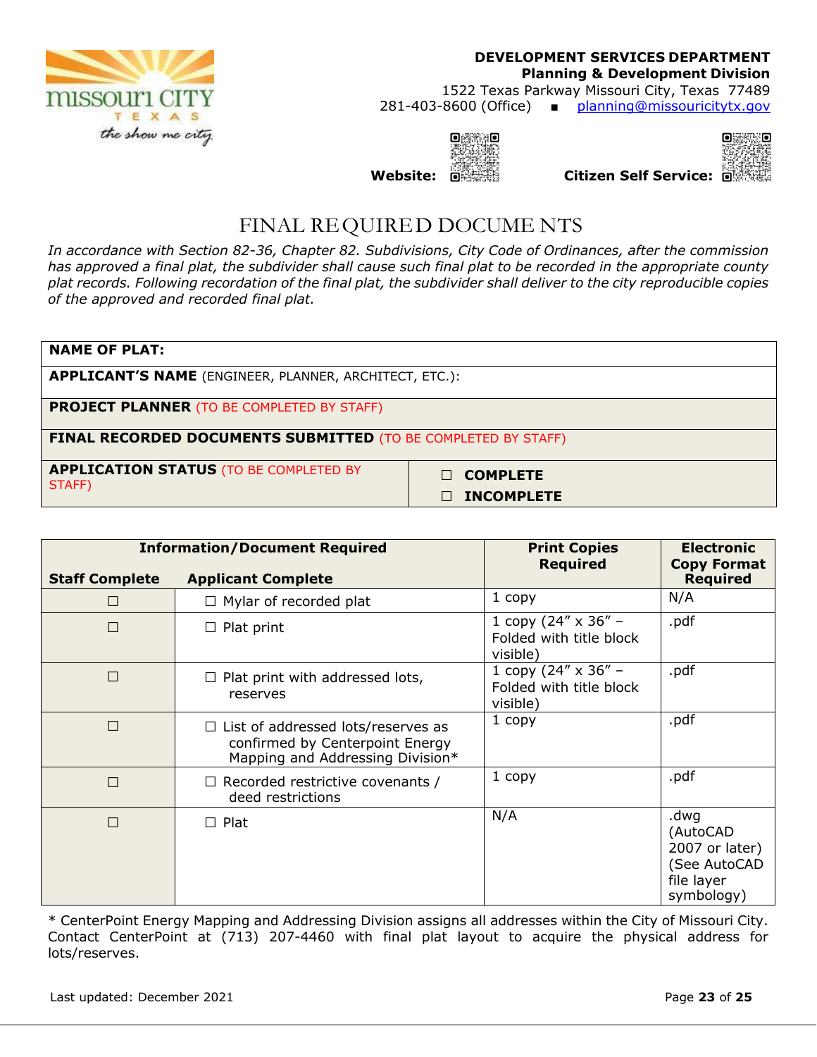**DEVELOPMENT SERVICES DEPARTMENT**
**Planning & Development Division**
1522 Texas Parkway Missouri City, Texas 77489
281-403-8600 (Office) ■ planning@missouricitytx.gov

**Website:** **Citizen Self Service:**

# FINAL REQUIRED DOCUMENTS

*In accordance with Section 82-36, Chapter 82. Subdivisions, City Code of Ordinances, after the commission has approved a final plat, the subdivider shall cause such final plat to be recorded in the appropriate county plat records. Following recordation of the final plat, the subdivider shall deliver to the city reproducible copies of the approved and recorded final plat.*

| | |
|---|---|
| **NAME OF PLAT:** | |
| **APPLICANT'S NAME** (ENGINEER, PLANNER, ARCHITECT, ETC.): | |
| **PROJECT PLANNER** (TO BE COMPLETED BY STAFF) | |
| **FINAL RECORDED DOCUMENTS SUBMITTED** (TO BE COMPLETED BY STAFF) | |
| **APPLICATION STATUS** (TO BE COMPLETED BY STAFF) | ☐ **COMPLETE**<br>☐ **INCOMPLETE** |

| **Information/Document Required**<br>**Staff Complete** | <br>**Applicant Complete** | **Print Copies Required** | **Electronic Copy Format Required** |
|---|---|---|---|
| ☐ | ☐ Mylar of recorded plat | 1 copy | N/A |
| ☐ | ☐ Plat print | 1 copy (24" x 36" – Folded with title block visible) | .pdf |
| ☐ | ☐ Plat print with addressed lots, reserves | 1 copy (24" x 36" – Folded with title block visible) | .pdf |
| ☐ | ☐ List of addressed lots/reserves as confirmed by Centerpoint Energy Mapping and Addressing Division* | 1 copy | .pdf |
| ☐ | ☐ Recorded restrictive covenants / deed restrictions | 1 copy | .pdf |
| ☐ | ☐ Plat | N/A | .dwg (AutoCAD 2007 or later) (See AutoCAD file layer symbology) |

* CenterPoint Energy Mapping and Addressing Division assigns all addresses within the City of Missouri City. Contact CenterPoint at (713) 207-4460 with final plat layout to acquire the physical address for lots/reserves.

Last updated: December 2021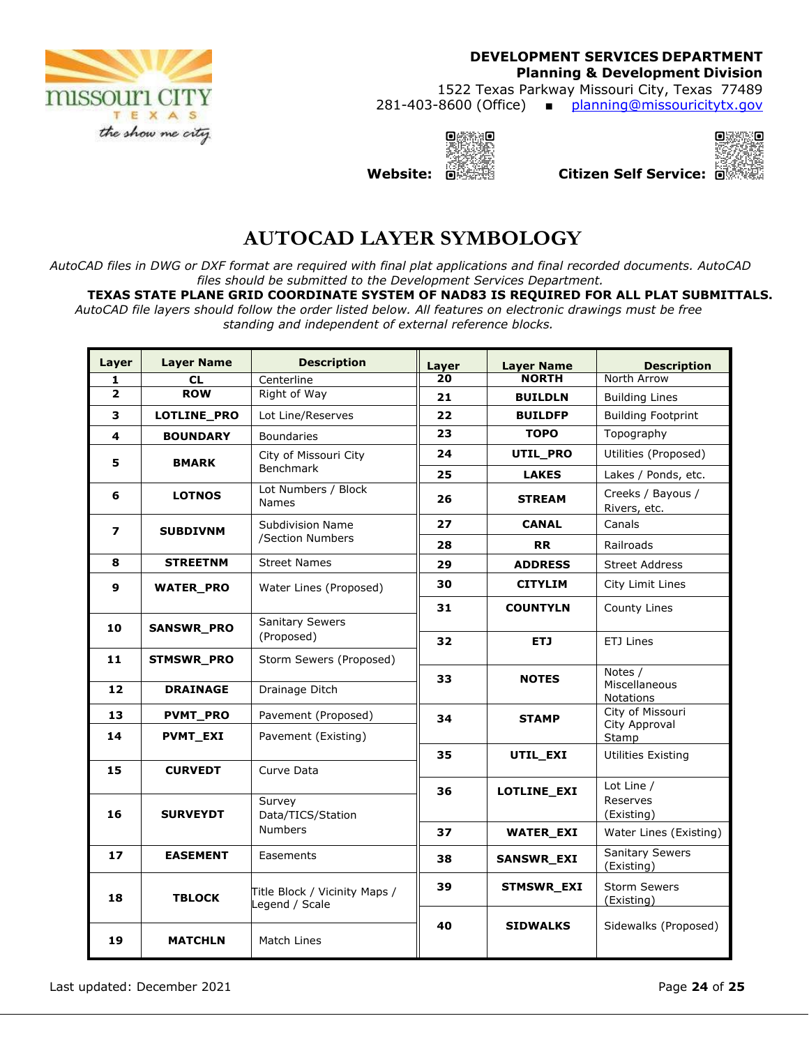**DEVELOPMENT SERVICES DEPARTMENT**
**Planning & Development Division**
1522 Texas Parkway Missouri City, Texas 77489
281-403-8600 (Office) ■ planning@missouricitytx.gov

**Website:** **Citizen Self Service:**

# AUTOCAD LAYER SYMBOLOGY

*AutoCAD files in DWG or DXF format are required with final plat applications and final recorded documents. AutoCAD files should be submitted to the Development Services Department.*

**TEXAS STATE PLANE GRID COORDINATE SYSTEM OF NAD83 IS REQUIRED FOR ALL PLAT SUBMITTALS.**

*AutoCAD file layers should follow the order listed below. All features on electronic drawings must be free standing and independent of external reference blocks.*

| Layer | Layer Name | Description | Layer | Layer Name | Description |
|---|---|---|---|---|---|
| **1** | **CL** | Centerline | **20** | **NORTH** | North Arrow |
| **2** | **ROW** | Right of Way | **21** | **BUILDLN** | Building Lines |
| **3** | **LOTLINE_PRO** | Lot Line/Reserves | **22** | **BUILDFP** | Building Footprint |
| **4** | **BOUNDARY** | Boundaries | **23** | **TOPO** | Topography |
| **5** | **BMARK** | City of Missouri City Benchmark | **24** | **UTIL_PRO** | Utilities (Proposed) |
| | | | **25** | **LAKES** | Lakes / Ponds, etc. |
| **6** | **LOTNOS** | Lot Numbers / Block Names | **26** | **STREAM** | Creeks / Bayous / Rivers, etc. |
| **7** | **SUBDIVNM** | Subdivision Name /Section Numbers | **27** | **CANAL** | Canals |
| | | | **28** | **RR** | Railroads |
| **8** | **STREETNM** | Street Names | **29** | **ADDRESS** | Street Address |
| **9** | **WATER_PRO** | Water Lines (Proposed) | **30** | **CITYLIM** | City Limit Lines |
| | | | **31** | **COUNTYLN** | County Lines |
| **10** | **SANSWR_PRO** | Sanitary Sewers (Proposed) | **32** | **ETJ** | ETJ Lines |
| **11** | **STMSWR_PRO** | Storm Sewers (Proposed) | | | |
| **12** | **DRAINAGE** | Drainage Ditch | **33** | **NOTES** | Notes / Miscellaneous Notations |
| **13** | **PVMT_PRO** | Pavement (Proposed) | **34** | **STAMP** | City of Missouri City Approval Stamp |
| **14** | **PVMT_EXI** | Pavement (Existing) | | | |
| | | | **35** | **UTIL_EXI** | Utilities Existing |
| **15** | **CURVEDT** | Curve Data | | | |
| | | | **36** | **LOTLINE_EXI** | Lot Line / Reserves (Existing) |
| **16** | **SURVEYDT** | Survey Data/TICS/Station Numbers | **37** | **WATER_EXI** | Water Lines (Existing) |
| **17** | **EASEMENT** | Easements | **38** | **SANSWR_EXI** | Sanitary Sewers (Existing) |
| **18** | **TBLOCK** | Title Block / Vicinity Maps / Legend / Scale | **39** | **STMSWR_EXI** | Storm Sewers (Existing) |
| | | | **40** | **SIDWALKS** | Sidewalks (Proposed) |
| **19** | **MATCHLN** | Match Lines | | | |

Last updated: December 2021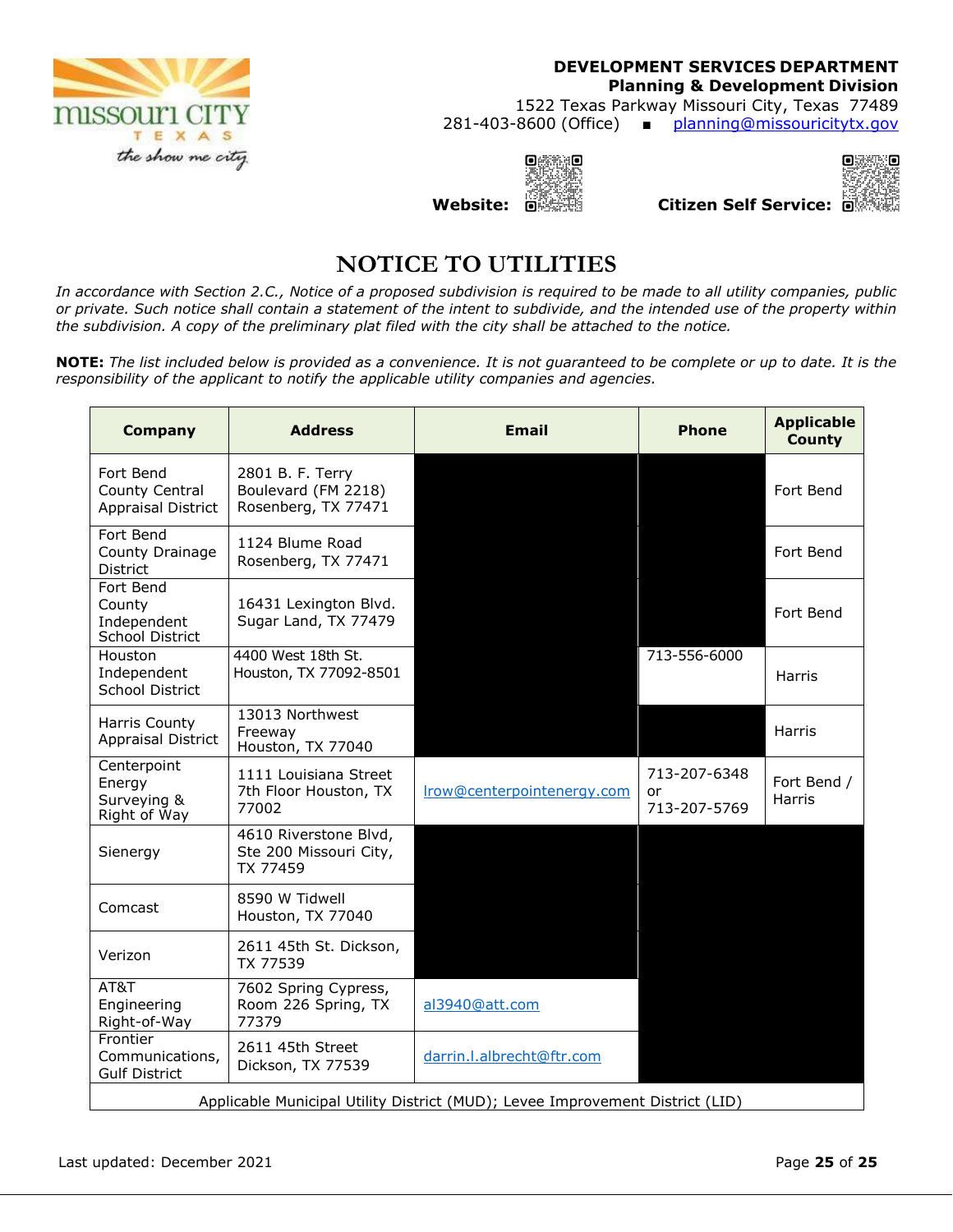**DEVELOPMENT SERVICES DEPARTMENT**
**Planning & Development Division**
1522 Texas Parkway Missouri City, Texas 77489
281-403-8600 (Office) ▪ planning@missouricitytx.gov

**Website:** **Citizen Self Service:**

# NOTICE TO UTILITIES

*In accordance with Section 2.C., Notice of a proposed subdivision is required to be made to all utility companies, public or private. Such notice shall contain a statement of the intent to subdivide, and the intended use of the property within the subdivision. A copy of the preliminary plat filed with the city shall be attached to the notice.*

**NOTE:** *The list included below is provided as a convenience. It is not guaranteed to be complete or up to date. It is the responsibility of the applicant to notify the applicable utility companies and agencies.*

| Company | Address | Email | Phone | Applicable County |
|---|---|---|---|---|
| Fort Bend County Central Appraisal District | 2801 B. F. Terry Boulevard (FM 2218) Rosenberg, TX 77471 | | | Fort Bend |
| Fort Bend County Drainage District | 1124 Blume Road Rosenberg, TX 77471 | | | Fort Bend |
| Fort Bend County Independent School District | 16431 Lexington Blvd. Sugar Land, TX 77479 | | | Fort Bend |
| Houston Independent School District | 4400 West 18th St. Houston, TX 77092-8501 | | 713-556-6000 | Harris |
| Harris County Appraisal District | 13013 Northwest Freeway Houston, TX 77040 | | | Harris |
| Centerpoint Energy Surveying & Right of Way | 1111 Louisiana Street 7th Floor Houston, TX 77002 | lrow@centerpointenergy.com | 713-207-6348 or 713-207-5769 | Fort Bend / Harris |
| Sienergy | 4610 Riverstone Blvd, Ste 200 Missouri City, TX 77459 | | | |
| Comcast | 8590 W Tidwell Houston, TX 77040 | | | |
| Verizon | 2611 45th St. Dickson, TX 77539 | | | |
| AT&T Engineering Right-of-Way | 7602 Spring Cypress, Room 226 Spring, TX 77379 | al3940@att.com | | |
| Frontier Communications, Gulf District | 2611 45th Street Dickson, TX 77539 | darrin.l.albrecht@ftr.com | | |
| Applicable Municipal Utility District (MUD); Levee Improvement District (LID) | | | | |

Last updated: December 2021